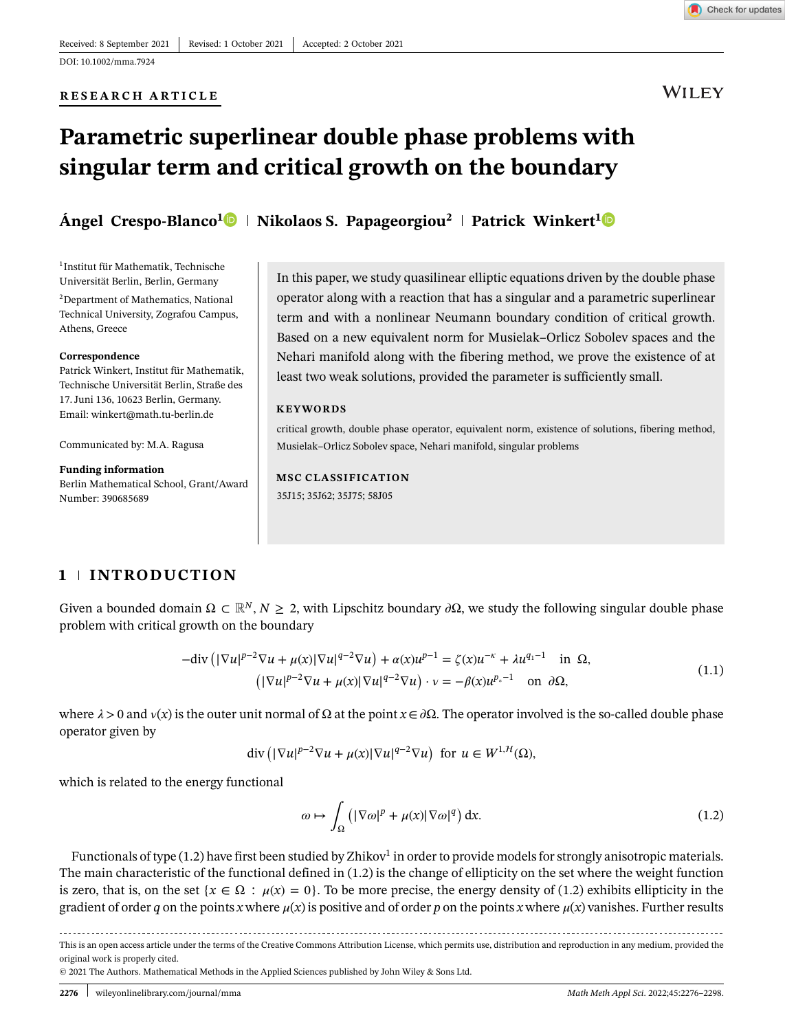Received: 8 September 2021 | Revised: 1 October 2021 | Accepted: 2 October 2021

DOI: 10.1002/mma.7924

RESEARCH ARTICLE

# Parametric superlinear double phase problems with singular term and critical growth on the boundary

**Ángel Crespo-Blanco**[1] | **Nikolaos S. Papageorgiou**[2] | **Patrick Winkert**[1]

[1]Institut für Mathematik, Technische Universität Berlin, Berlin, Germany

[2]Department of Mathematics, National Technical University, Zografou Campus, Athens, Greece

**Correspondence**
Patrick Winkert, Institut für Mathematik, Technische Universität Berlin, Straße des 17. Juni 136, 10623 Berlin, Germany.
Email: winkert@math.tu-berlin.de

Communicated by: M.A. Ragusa

**Funding information**
Berlin Mathematical School, Grant/Award Number: 390685689

In this paper, we study quasilinear elliptic equations driven by the double phase operator along with a reaction that has a singular and a parametric superlinear term and with a nonlinear Neumann boundary condition of critical growth. Based on a new equivalent norm for Musielak–Orlicz Sobolev spaces and the Nehari manifold along with the fibering method, we prove the existence of at least two weak solutions, provided the parameter is sufficiently small.

**KEYWORDS**

critical growth, double phase operator, equivalent norm, existence of solutions, fibering method, Musielak–Orlicz Sobolev space, Nehari manifold, singular problems

**MSC CLASSIFICATION**

35J15; 35J62; 35J75; 58J05

## 1 | INTRODUCTION

Given a bounded domain $\Omega \subset \mathbb{R}^N$, $N \geq 2$, with Lipschitz boundary $\partial\Omega$, we study the following singular double phase problem with critical growth on the boundary

$$
\begin{aligned}
-\operatorname{div}\left(|\nabla u|^{p-2}\nabla u + \mu(x)|\nabla u|^{q-2}\nabla u\right) + \alpha(x)u^{p-1} &= \zeta(x)u^{-\kappa} + \lambda u^{q_1-1} \quad \text{in } \Omega,\\
\left(|\nabla u|^{p-2}\nabla u + \mu(x)|\nabla u|^{q-2}\nabla u\right)\cdot \nu &= -\beta(x)u^{p_*-1} \quad \text{on } \partial\Omega,
\end{aligned}
\tag{1.1}
$$

where $\lambda > 0$ and $\nu(x)$ is the outer unit normal of $\Omega$ at the point $x \in \partial\Omega$. The operator involved is the so-called double phase operator given by

$$
\operatorname{div}\left(|\nabla u|^{p-2}\nabla u + \mu(x)|\nabla u|^{q-2}\nabla u\right) \quad \text{for } u \in W^{1,\mathcal{H}}(\Omega),
$$

which is related to the energy functional

$$
\omega \mapsto \int_\Omega \left(|\nabla \omega|^p + \mu(x)|\nabla \omega|^q\right) \mathrm{d}x. \tag{1.2}
$$

Functionals of type (1.2) have first been studied by Zhikov[1] in order to provide models for strongly anisotropic materials. The main characteristic of the functional defined in (1.2) is the change of ellipticity on the set where the weight function is zero, that is, on the set $\{x \in \Omega : \mu(x) = 0\}$. To be more precise, the energy density of (1.2) exhibits ellipticity in the gradient of order $q$ on the points $x$ where $\mu(x)$ is positive and of order $p$ on the points $x$ where $\mu(x)$ vanishes. Further results

This is an open access article under the terms of the Creative Commons Attribution License, which permits use, distribution and reproduction in any medium, provided the original work is properly cited.
© 2021 The Authors. Mathematical Methods in the Applied Sciences published by John Wiley & Sons Ltd.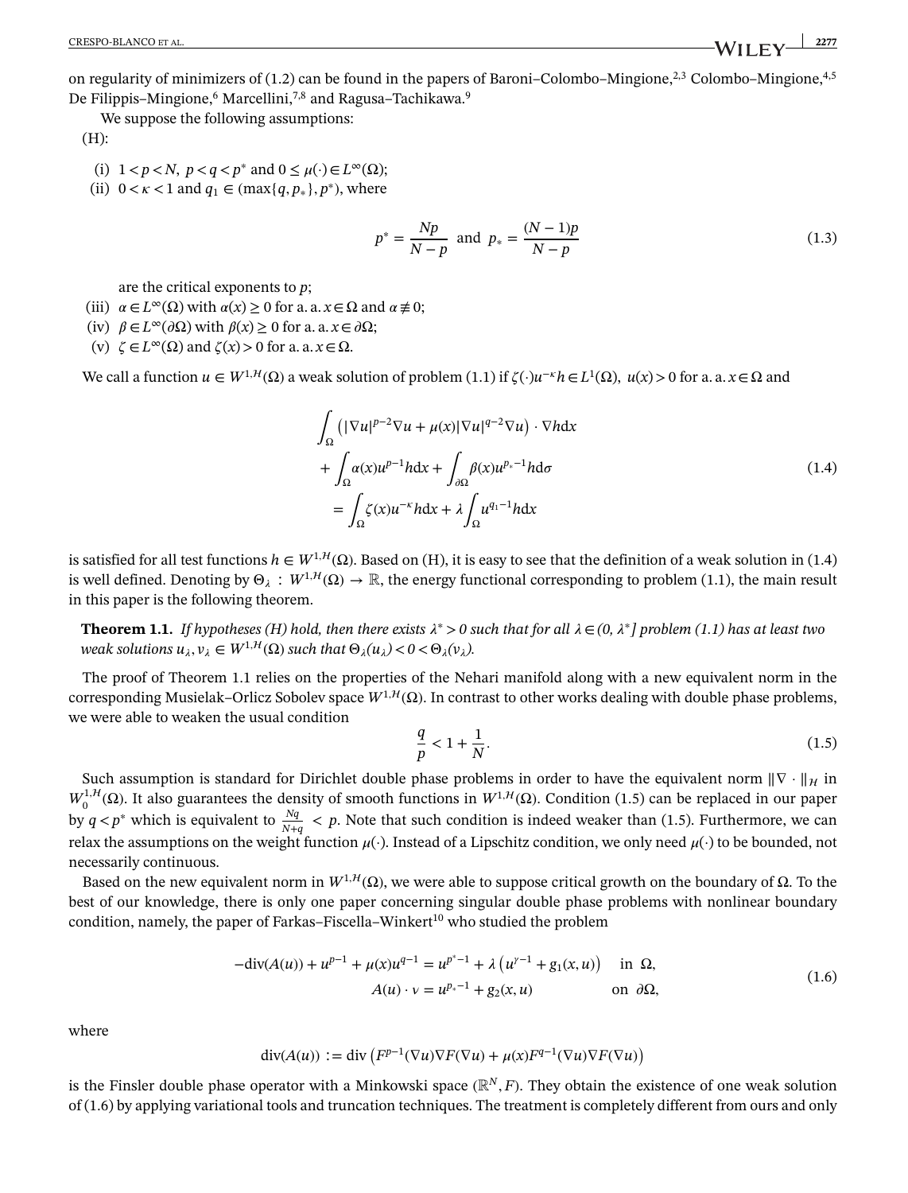on regularity of minimizers of (1.2) can be found in the papers of Baroni–Colombo–Mingione,[2,3] Colombo–Mingione,[4,5] De Filippis–Mingione,[6] Marcellini,[7,8] and Ragusa–Tachikawa.[9]

We suppose the following assumptions:

(H):

- (i) $1 < p < N$, $p < q < p^*$ and $0 \leq \mu(\cdot) \in L^\infty(\Omega)$;
- (ii) $0 < \kappa < 1$ and $q_1 \in (\max\{q, p_*\}, p^*)$, where

$$p^* = \frac{Np}{N-p} \quad \text{and} \quad p_* = \frac{(N-1)p}{N-p} \tag{1.3}$$

  are the critical exponents to $p$;
- (iii) $\alpha \in L^\infty(\Omega)$ with $\alpha(x) \geq 0$ for a. a. $x \in \Omega$ and $\alpha \not\equiv 0$;
- (iv) $\beta \in L^\infty(\partial\Omega)$ with $\beta(x) \geq 0$ for a. a. $x \in \partial\Omega$;
- (v) $\zeta \in L^\infty(\Omega)$ and $\zeta(x) > 0$ for a. a. $x \in \Omega$.

We call a function $u \in W^{1,\mathcal{H}}(\Omega)$ a weak solution of problem (1.1) if $\zeta(\cdot)u^{-\kappa}h \in L^1(\Omega)$, $u(x) > 0$ for a. a. $x \in \Omega$ and

$$\begin{aligned}
&\int_\Omega \left(|\nabla u|^{p-2}\nabla u + \mu(x)|\nabla u|^{q-2}\nabla u\right) \cdot \nabla h \mathrm{d}x \\
&+ \int_\Omega \alpha(x) u^{p-1} h \mathrm{d}x + \int_{\partial\Omega} \beta(x) u^{p_*-1} h \mathrm{d}\sigma \\
&= \int_\Omega \zeta(x) u^{-\kappa} h \mathrm{d}x + \lambda \int_\Omega u^{q_1-1} h \mathrm{d}x
\end{aligned} \tag{1.4}$$

is satisfied for all test functions $h \in W^{1,\mathcal{H}}(\Omega)$. Based on (H), it is easy to see that the definition of a weak solution in (1.4) is well defined. Denoting by $\Theta_\lambda : W^{1,\mathcal{H}}(\Omega) \to \mathbb{R}$, the energy functional corresponding to problem (1.1), the main result in this paper is the following theorem.

**Theorem 1.1.** *If hypotheses (H) hold, then there exists $\lambda^* > 0$ such that for all $\lambda \in (0, \lambda^*]$ problem (1.1) has at least two weak solutions $u_\lambda, v_\lambda \in W^{1,\mathcal{H}}(\Omega)$ such that $\Theta_\lambda(u_\lambda) < 0 < \Theta_\lambda(v_\lambda)$.*

The proof of Theorem 1.1 relies on the properties of the Nehari manifold along with a new equivalent norm in the corresponding Musielak–Orlicz Sobolev space $W^{1,\mathcal{H}}(\Omega)$. In contrast to other works dealing with double phase problems, we were able to weaken the usual condition

$$\frac{q}{p} < 1 + \frac{1}{N}. \tag{1.5}$$

Such assumption is standard for Dirichlet double phase problems in order to have the equivalent norm $\|\nabla \cdot\|_{\mathcal{H}}$ in $W_0^{1,\mathcal{H}}(\Omega)$. It also guarantees the density of smooth functions in $W^{1,\mathcal{H}}(\Omega)$. Condition (1.5) can be replaced in our paper by $q < p^*$ which is equivalent to $\frac{Nq}{N+q} < p$. Note that such condition is indeed weaker than (1.5). Furthermore, we can relax the assumptions on the weight function $\mu(\cdot)$. Instead of a Lipschitz condition, we only need $\mu(\cdot)$ to be bounded, not necessarily continuous.

Based on the new equivalent norm in $W^{1,\mathcal{H}}(\Omega)$, we were able to suppose critical growth on the boundary of $\Omega$. To the best of our knowledge, there is only one paper concerning singular double phase problems with nonlinear boundary condition, namely, the paper of Farkas–Fiscella–Winkert[10] who studied the problem

$$\begin{aligned}
-\operatorname{div}(A(u)) + u^{p-1} + \mu(x)u^{q-1} &= u^{p^*-1} + \lambda\left(u^{\gamma-1} + g_1(x,u)\right) \quad && \text{in } \Omega, \\
A(u) \cdot \nu &= u^{p_*-1} + g_2(x,u) && \text{on } \partial\Omega,
\end{aligned} \tag{1.6}$$

where

$$\operatorname{div}(A(u)) := \operatorname{div}\left(F^{p-1}(\nabla u)\nabla F(\nabla u) + \mu(x)F^{q-1}(\nabla u)\nabla F(\nabla u)\right)$$

is the Finsler double phase operator with a Minkowski space $(\mathbb{R}^N, F)$. They obtain the existence of one weak solution of (1.6) by applying variational tools and truncation techniques. The treatment is completely different from ours and only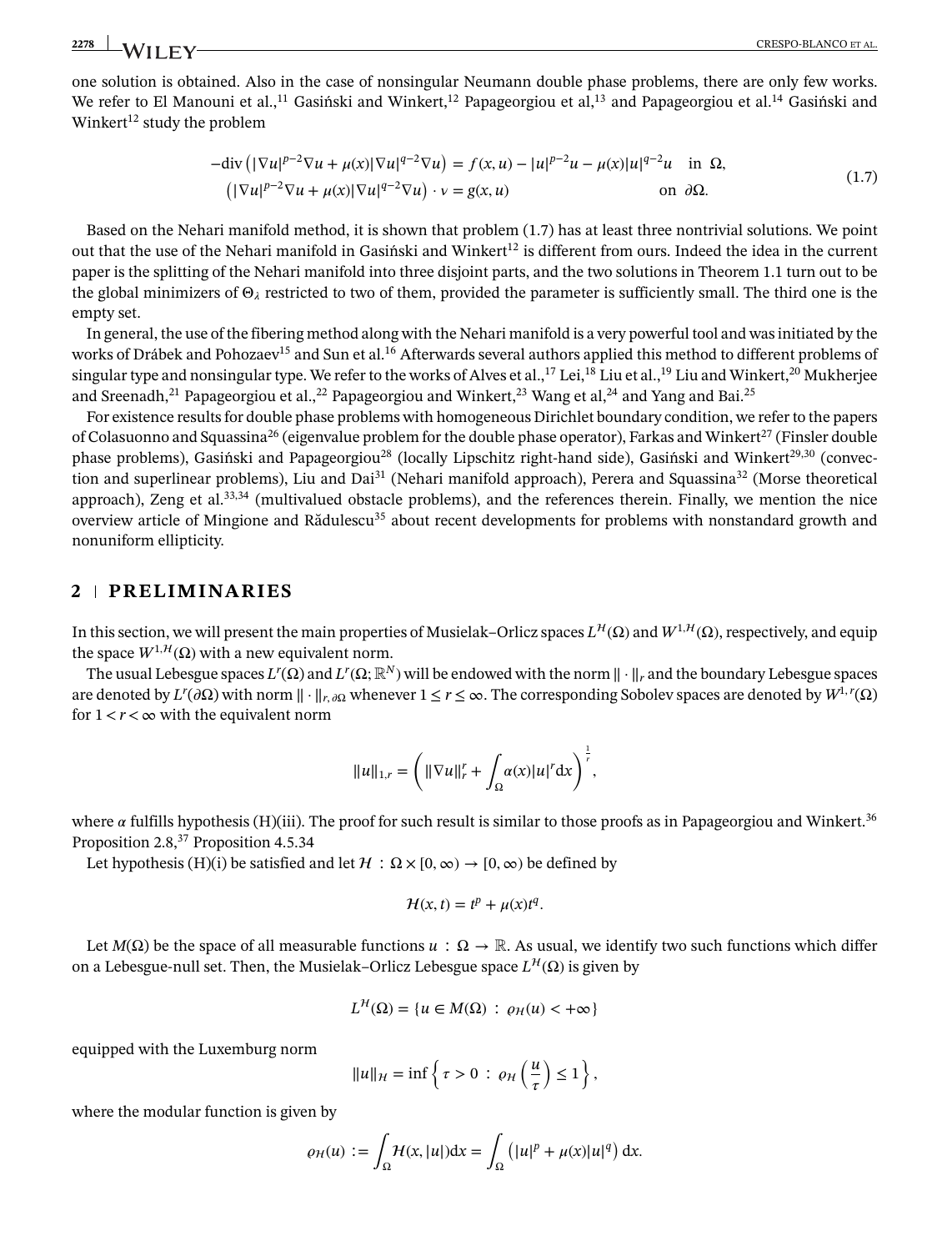one solution is obtained. Also in the case of nonsingular Neumann double phase problems, there are only few works. We refer to El Manouni et al.,[11] Gasiński and Winkert,[12] Papageorgiou et al,[13] and Papageorgiou et al.[14] Gasiński and Winkert[12] study the problem

$$
\begin{aligned}
-\operatorname{div}\left(|\nabla u|^{p-2}\nabla u + \mu(x)|\nabla u|^{q-2}\nabla u\right) &= f(x,u) - |u|^{p-2}u - \mu(x)|u|^{q-2}u \quad \text{in } \Omega,\\
\left(|\nabla u|^{p-2}\nabla u + \mu(x)|\nabla u|^{q-2}\nabla u\right)\cdot \nu &= g(x,u) \quad \text{on } \partial\Omega.
\end{aligned}
\tag{1.7}
$$

Based on the Nehari manifold method, it is shown that problem (1.7) has at least three nontrivial solutions. We point out that the use of the Nehari manifold in Gasiński and Winkert[12] is different from ours. Indeed the idea in the current paper is the splitting of the Nehari manifold into three disjoint parts, and the two solutions in Theorem 1.1 turn out to be the global minimizers of $\Theta_\lambda$ restricted to two of them, provided the parameter is sufficiently small. The third one is the empty set.

In general, the use of the fibering method along with the Nehari manifold is a very powerful tool and was initiated by the works of Drábek and Pohozaev[15] and Sun et al.[16] Afterwards several authors applied this method to different problems of singular type and nonsingular type. We refer to the works of Alves et al.,[17] Lei,[18] Liu et al.,[19] Liu and Winkert,[20] Mukherjee and Sreenadh,[21] Papageorgiou et al.,[22] Papageorgiou and Winkert,[23] Wang et al,[24] and Yang and Bai.[25]

For existence results for double phase problems with homogeneous Dirichlet boundary condition, we refer to the papers of Colasuonno and Squassina[26] (eigenvalue problem for the double phase operator), Farkas and Winkert[27] (Finsler double phase problems), Gasiński and Papageorgiou[28] (locally Lipschitz right-hand side), Gasiński and Winkert[29,30] (convection and superlinear problems), Liu and Dai[31] (Nehari manifold approach), Perera and Squassina[32] (Morse theoretical approach), Zeng et al.[33,34] (multivalued obstacle problems), and the references therein. Finally, we mention the nice overview article of Mingione and Rădulescu[35] about recent developments for problems with nonstandard growth and nonuniform ellipticity.

## 2 | PRELIMINARIES

In this section, we will present the main properties of Musielak–Orlicz spaces $L^{\mathcal{H}}(\Omega)$ and $W^{1,\mathcal{H}}(\Omega)$, respectively, and equip the space $W^{1,\mathcal{H}}(\Omega)$ with a new equivalent norm.

The usual Lebesgue spaces $L^r(\Omega)$ and $L^r(\Omega;\mathbb{R}^N)$ will be endowed with the norm $\|\cdot\|_r$ and the boundary Lebesgue spaces are denoted by $L^r(\partial\Omega)$ with norm $\|\cdot\|_{r,\partial\Omega}$ whenever $1 \le r \le \infty$. The corresponding Sobolev spaces are denoted by $W^{1,r}(\Omega)$ for $1 < r < \infty$ with the equivalent norm

$$
\|u\|_{1,r} = \left(\|\nabla u\|_r^r + \int_\Omega \alpha(x)|u|^r \mathrm{d}x\right)^{\frac{1}{r}},
$$

where $\alpha$ fulfills hypothesis (H)(iii). The proof for such result is similar to those proofs as in Papageorgiou and Winkert.[36] Proposition 2.8,[37] Proposition 4.5.34

Let hypothesis (H)(i) be satisfied and let $\mathcal{H} : \Omega \times [0,\infty) \to [0,\infty)$ be defined by

$$
\mathcal{H}(x,t) = t^p + \mu(x)t^q.
$$

Let $M(\Omega)$ be the space of all measurable functions $u : \Omega \to \mathbb{R}$. As usual, we identify two such functions which differ on a Lebesgue-null set. Then, the Musielak–Orlicz Lebesgue space $L^{\mathcal{H}}(\Omega)$ is given by

$$
L^{\mathcal{H}}(\Omega) = \{u \in M(\Omega) : \varrho_{\mathcal{H}}(u) < +\infty\}
$$

equipped with the Luxemburg norm

$$
\|u\|_{\mathcal{H}} = \inf\left\{\tau > 0 : \varrho_{\mathcal{H}}\left(\frac{u}{\tau}\right) \le 1\right\},
$$

where the modular function is given by

$$
\varrho_{\mathcal{H}}(u) := \int_\Omega \mathcal{H}(x,|u|)\mathrm{d}x = \int_\Omega \left(|u|^p + \mu(x)|u|^q\right)\mathrm{d}x.
$$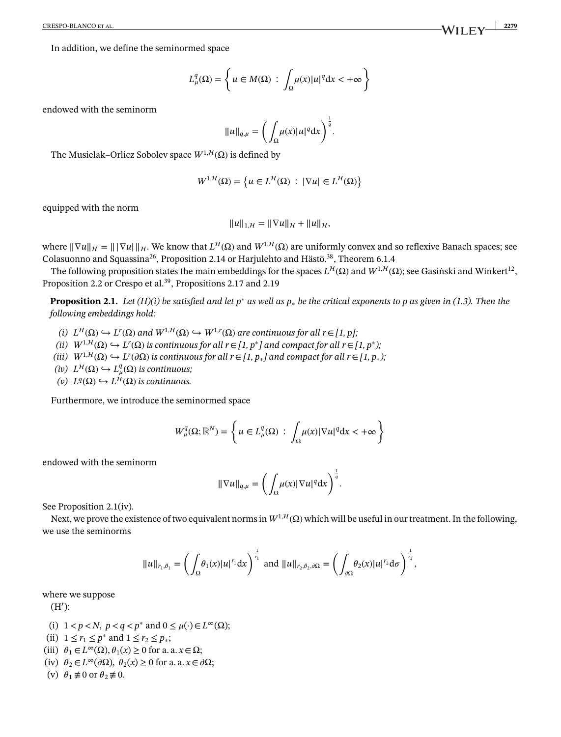In addition, we define the seminormed space

$$L^q_\mu(\Omega) = \left\{ u \in M(\Omega) \ : \ \int_\Omega \mu(x)|u|^q \mathrm{d}x < +\infty \right\}$$

endowed with the seminorm

$$\|u\|_{q,\mu} = \left( \int_\Omega \mu(x)|u|^q \mathrm{d}x \right)^{\frac{1}{q}}.$$

The Musielak–Orlicz Sobolev space $W^{1,\mathcal{H}}(\Omega)$ is defined by

$$W^{1,\mathcal{H}}(\Omega) = \left\{ u \in L^{\mathcal{H}}(\Omega) \ : \ |\nabla u| \in L^{\mathcal{H}}(\Omega) \right\}$$

equipped with the norm

$$\|u\|_{1,\mathcal{H}} = \|\nabla u\|_{\mathcal{H}} + \|u\|_{\mathcal{H}},$$

where $\|\nabla u\|_{\mathcal{H}} = \| \, |\nabla u| \, \|_{\mathcal{H}}$. We know that $L^{\mathcal{H}}(\Omega)$ and $W^{1,\mathcal{H}}(\Omega)$ are uniformly convex and so reflexive Banach spaces; see Colasuonno and Squassina[26], Proposition 2.14 or Harjulehto and Hästö.[38], Theorem 6.1.4

The following proposition states the main embeddings for the spaces $L^{\mathcal{H}}(\Omega)$ and $W^{1,\mathcal{H}}(\Omega)$; see Gasiński and Winkert[12], Proposition 2.2 or Crespo et al.[39], Propositions 2.17 and 2.19

**Proposition 2.1.** *Let (H)(i) be satisfied and let $p^*$ as well as $p_*$ be the critical exponents to $p$ as given in (1.3). Then the following embeddings hold:*

- *(i) $L^{\mathcal{H}}(\Omega) \hookrightarrow L^r(\Omega)$ and $W^{1,\mathcal{H}}(\Omega) \hookrightarrow W^{1,r}(\Omega)$ are continuous for all $r \in [1, p]$;*
- *(ii) $W^{1,\mathcal{H}}(\Omega) \hookrightarrow L^r(\Omega)$ is continuous for all $r \in [1, p^*]$ and compact for all $r \in [1, p^*)$;*
- *(iii) $W^{1,\mathcal{H}}(\Omega) \hookrightarrow L^r(\partial\Omega)$ is continuous for all $r \in [1, p_*]$ and compact for all $r \in [1, p_*)$;*
- *(iv) $L^{\mathcal{H}}(\Omega) \hookrightarrow L^q_\mu(\Omega)$ is continuous;*
- *(v) $L^q(\Omega) \hookrightarrow L^{\mathcal{H}}(\Omega)$ is continuous.*

Furthermore, we introduce the seminormed space

$$W^q_\mu(\Omega; \mathbb{R}^N) = \left\{ u \in L^q_\mu(\Omega) \ : \ \int_\Omega \mu(x)|\nabla u|^q \mathrm{d}x < +\infty \right\}$$

endowed with the seminorm

$$\|\nabla u\|_{q,\mu} = \left( \int_\Omega \mu(x)|\nabla u|^q \mathrm{d}x \right)^{\frac{1}{q}}.$$

See Proposition 2.1(iv).

Next, we prove the existence of two equivalent norms in $W^{1,\mathcal{H}}(\Omega)$ which will be useful in our treatment. In the following, we use the seminorms

$$\|u\|_{r_1,\theta_1} = \left( \int_\Omega \theta_1(x)|u|^{r_1} \mathrm{d}x \right)^{\frac{1}{r_1}} \text{ and } \|u\|_{r_2,\theta_2,\partial\Omega} = \left( \int_{\partial\Omega} \theta_2(x)|u|^{r_2} \mathrm{d}\sigma \right)^{\frac{1}{r_2}},$$

where we suppose

(H′):

- (i) $1 < p < N, \ p < q < p^*$ and $0 \le \mu(\cdot) \in L^\infty(\Omega)$;
- (ii) $1 \le r_1 \le p^*$ and $1 \le r_2 \le p_*$;
- (iii) $\theta_1 \in L^\infty(\Omega), \theta_1(x) \ge 0$ for a. a. $x \in \Omega$;
- (iv) $\theta_2 \in L^\infty(\partial\Omega), \ \theta_2(x) \ge 0$ for a. a. $x \in \partial\Omega$;
- (v) $\theta_1 \not\equiv 0$ or $\theta_2 \not\equiv 0$.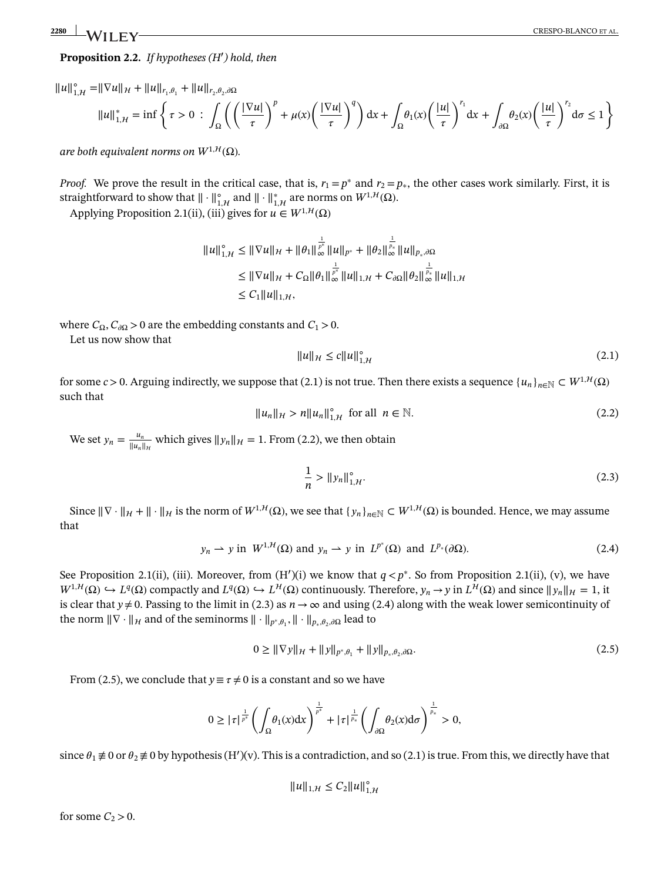**Proposition 2.2.** *If hypotheses (H′) hold, then*

$$\|u\|_{1,\mathcal{H}}^{\circ} = \|\nabla u\|_{\mathcal{H}} + \|u\|_{r_1,\theta_1} + \|u\|_{r_2,\theta_2,\partial\Omega}$$

$$\|u\|_{1,\mathcal{H}}^{*} = \inf\left\{\tau > 0 \ : \ \int_\Omega \left(\left(\frac{|\nabla u|}{\tau}\right)^p + \mu(x)\left(\frac{|\nabla u|}{\tau}\right)^q\right)\mathrm{d}x + \int_\Omega \theta_1(x)\left(\frac{|u|}{\tau}\right)^{r_1}\mathrm{d}x + \int_{\partial\Omega}\theta_2(x)\left(\frac{|u|}{\tau}\right)^{r_2}\mathrm{d}\sigma \le 1\right\}$$

*are both equivalent norms on* $W^{1,\mathcal{H}}(\Omega)$.

*Proof.* We prove the result in the critical case, that is, $r_1 = p^*$ and $r_2 = p_*$, the other cases work similarly. First, it is straightforward to show that $\|\cdot\|_{1,\mathcal{H}}^{\circ}$ and $\|\cdot\|_{1,\mathcal{H}}^{*}$ are norms on $W^{1,\mathcal{H}}(\Omega)$.

Applying Proposition 2.1(ii), (iii) gives for $u \in W^{1,\mathcal{H}}(\Omega)$

$$\begin{aligned}
\|u\|_{1,\mathcal{H}}^{\circ} &\le \|\nabla u\|_{\mathcal{H}} + \|\theta_1\|_\infty^{\frac{1}{p^*}}\|u\|_{p^*} + \|\theta_2\|_\infty^{\frac{1}{p_*}}\|u\|_{p_*,\partial\Omega} \\
&\le \|\nabla u\|_{\mathcal{H}} + C_\Omega\|\theta_1\|_\infty^{\frac{1}{p^*}}\|u\|_{1,\mathcal{H}} + C_{\partial\Omega}\|\theta_2\|_\infty^{\frac{1}{p_*}}\|u\|_{1,\mathcal{H}} \\
&\le C_1\|u\|_{1,\mathcal{H}},
\end{aligned}$$

where $C_\Omega, C_{\partial\Omega} > 0$ are the embedding constants and $C_1 > 0$.

Let us now show that

$$\|u\|_{\mathcal{H}} \le c\|u\|_{1,\mathcal{H}}^{\circ} \tag{2.1}$$

for some $c > 0$. Arguing indirectly, we suppose that (2.1) is not true. Then there exists a sequence $\{u_n\}_{n\in\mathbb{N}} \subset W^{1,\mathcal{H}}(\Omega)$ such that

$$\|u_n\|_{\mathcal{H}} > n\|u_n\|_{1,\mathcal{H}}^{\circ} \quad \text{for all} \quad n \in \mathbb{N}. \tag{2.2}$$

We set $y_n = \frac{u_n}{\|u_n\|_{\mathcal{H}}}$ which gives $\|y_n\|_{\mathcal{H}} = 1$. From (2.2), we then obtain

$$\frac{1}{n} > \|y_n\|_{1,\mathcal{H}}^{\circ}. \tag{2.3}$$

Since $\|\nabla\cdot\|_{\mathcal{H}} + \|\cdot\|_{\mathcal{H}}$ is the norm of $W^{1,\mathcal{H}}(\Omega)$, we see that $\{y_n\}_{n\in\mathbb{N}} \subset W^{1,\mathcal{H}}(\Omega)$ is bounded. Hence, we may assume that

$$y_n \rightharpoonup y \text{ in } W^{1,\mathcal{H}}(\Omega) \text{ and } y_n \rightharpoonup y \text{ in } L^{p^*}(\Omega) \text{ and } L^{p_*}(\partial\Omega). \tag{2.4}$$

See Proposition 2.1(ii), (iii). Moreover, from (H′)(i) we know that $q < p^*$. So from Proposition 2.1(ii), (v), we have $W^{1,\mathcal{H}}(\Omega) \hookrightarrow L^q(\Omega)$ compactly and $L^q(\Omega) \hookrightarrow L^{\mathcal{H}}(\Omega)$ continuously. Therefore, $y_n \to y$ in $L^{\mathcal{H}}(\Omega)$ and since $\|y_n\|_{\mathcal{H}} = 1$, it is clear that $y \ne 0$. Passing to the limit in (2.3) as $n \to \infty$ and using (2.4) along with the weak lower semicontinuity of the norm $\|\nabla\cdot\|_{\mathcal{H}}$ and of the seminorms $\|\cdot\|_{p^*,\theta_1}, \|\cdot\|_{p_*,\theta_2,\partial\Omega}$ lead to

$$0 \ge \|\nabla y\|_{\mathcal{H}} + \|y\|_{p^*,\theta_1} + \|y\|_{p_*,\theta_2,\partial\Omega}. \tag{2.5}$$

From (2.5), we conclude that $y \equiv \tau \ne 0$ is a constant and so we have

$$0 \ge |\tau|^{\frac{1}{p^*}}\left(\int_\Omega \theta_1(x)\mathrm{d}x\right)^{\frac{1}{p^*}} + |\tau|^{\frac{1}{p_*}}\left(\int_{\partial\Omega}\theta_2(x)\mathrm{d}\sigma\right)^{\frac{1}{p_*}} > 0,$$

since $\theta_1 \not\equiv 0$ or $\theta_2 \not\equiv 0$ by hypothesis (H′)(v). This is a contradiction, and so (2.1) is true. From this, we directly have that

$$\|u\|_{1,\mathcal{H}} \le C_2\|u\|_{1,\mathcal{H}}^{\circ}$$

for some $C_2 > 0$.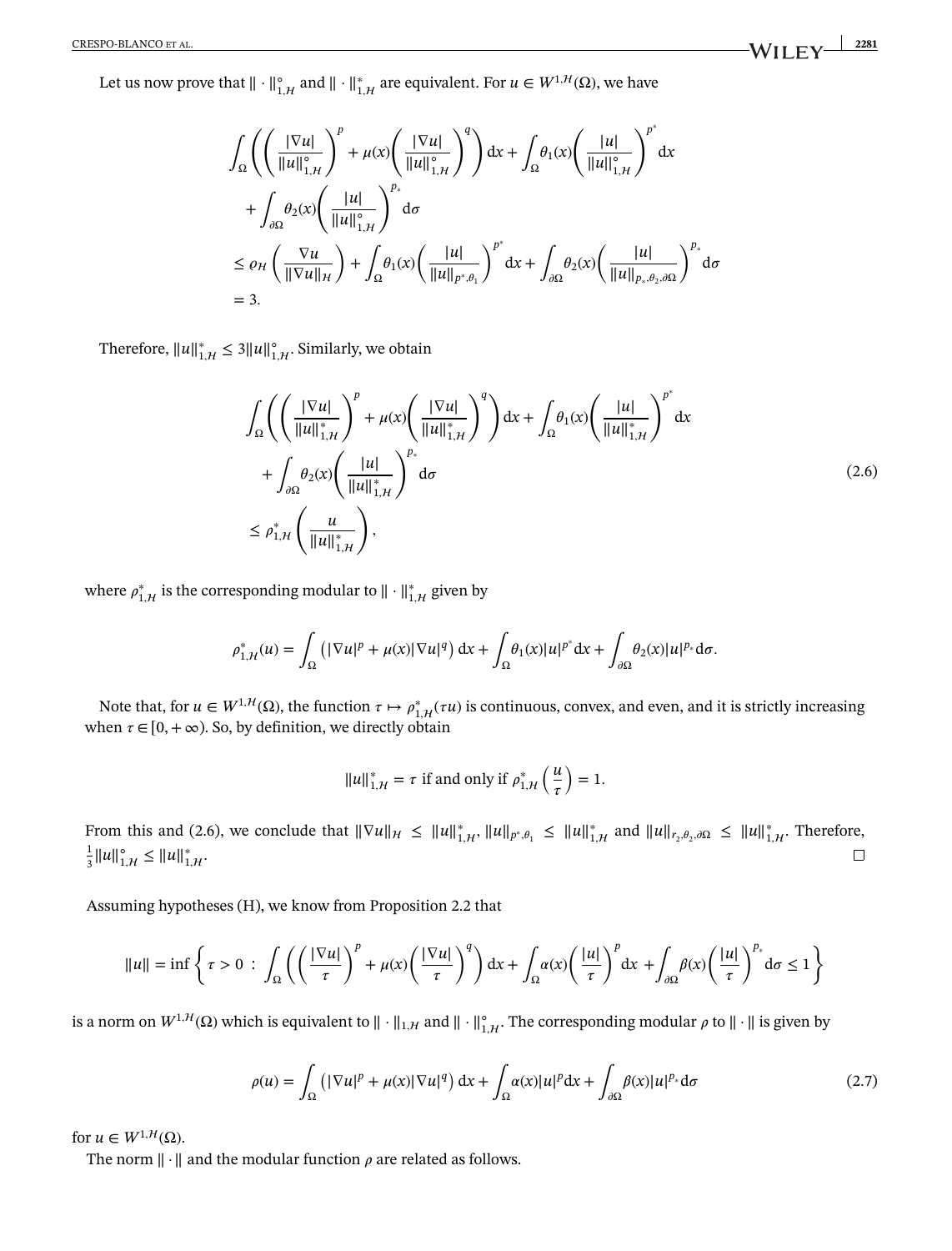Let us now prove that $\| \cdot \|_{1,\mathcal{H}}^{\circ}$ and $\| \cdot \|_{1,\mathcal{H}}^{*}$ are equivalent. For $u \in W^{1,\mathcal{H}}(\Omega)$, we have

$$
\begin{aligned}
&\int_{\Omega} \left( \left( \frac{|\nabla u|}{\|u\|_{1,\mathcal{H}}^{\circ}} \right)^{p} + \mu(x) \left( \frac{|\nabla u|}{\|u\|_{1,\mathcal{H}}^{\circ}} \right)^{q} \right) \mathrm{d}x + \int_{\Omega} \theta_1(x) \left( \frac{|u|}{\|u\|_{1,\mathcal{H}}^{\circ}} \right)^{p^*} \mathrm{d}x \\
&\quad + \int_{\partial\Omega} \theta_2(x) \left( \frac{|u|}{\|u\|_{1,\mathcal{H}}^{\circ}} \right)^{p_*} \mathrm{d}\sigma \\
&\leq \varrho_{\mathcal{H}} \left( \frac{\nabla u}{\|\nabla u\|_{\mathcal{H}}} \right) + \int_{\Omega} \theta_1(x) \left( \frac{|u|}{\|u\|_{p^*,\theta_1}} \right)^{p^*} \mathrm{d}x + \int_{\partial\Omega} \theta_2(x) \left( \frac{|u|}{\|u\|_{p_*,\theta_2,\partial\Omega}} \right)^{p_*} \mathrm{d}\sigma \\
&= 3.
\end{aligned}
$$

Therefore, $\|u\|_{1,\mathcal{H}}^{*} \leq 3\|u\|_{1,\mathcal{H}}^{\circ}$. Similarly, we obtain

$$
\begin{aligned}
&\int_{\Omega} \left( \left( \frac{|\nabla u|}{\|u\|_{1,\mathcal{H}}^{*}} \right)^{p} + \mu(x) \left( \frac{|\nabla u|}{\|u\|_{1,\mathcal{H}}^{*}} \right)^{q} \right) \mathrm{d}x + \int_{\Omega} \theta_1(x) \left( \frac{|u|}{\|u\|_{1,\mathcal{H}}^{*}} \right)^{p^*} \mathrm{d}x \\
&\quad + \int_{\partial\Omega} \theta_2(x) \left( \frac{|u|}{\|u\|_{1,\mathcal{H}}^{*}} \right)^{p_*} \mathrm{d}\sigma \\
&\leq \rho_{1,\mathcal{H}}^{*} \left( \frac{u}{\|u\|_{1,\mathcal{H}}^{*}} \right),
\end{aligned}
\tag{2.6}
$$

where $\rho_{1,\mathcal{H}}^{*}$ is the corresponding modular to $\| \cdot \|_{1,\mathcal{H}}^{*}$ given by

$$
\rho_{1,\mathcal{H}}^{*}(u) = \int_{\Omega} \left( |\nabla u|^{p} + \mu(x) |\nabla u|^{q} \right) \mathrm{d}x + \int_{\Omega} \theta_1(x) |u|^{p^*} \mathrm{d}x + \int_{\partial\Omega} \theta_2(x) |u|^{p_*} \mathrm{d}\sigma.
$$

Note that, for $u \in W^{1,\mathcal{H}}(\Omega)$, the function $\tau \mapsto \rho_{1,\mathcal{H}}^{*}(\tau u)$ is continuous, convex, and even, and it is strictly increasing when $\tau \in [0, +\infty)$. So, by definition, we directly obtain

$$
\|u\|_{1,\mathcal{H}}^{*} = \tau \text{ if and only if } \rho_{1,\mathcal{H}}^{*} \left( \frac{u}{\tau} \right) = 1.
$$

From this and (2.6), we conclude that $\|\nabla u\|_{\mathcal{H}} \leq \|u\|_{1,\mathcal{H}}^{*}$, $\|u\|_{p^*,\theta_1} \leq \|u\|_{1,\mathcal{H}}^{*}$ and $\|u\|_{r_2,\theta_2,\partial\Omega} \leq \|u\|_{1,\mathcal{H}}^{*}$. Therefore, $\frac{1}{3}\|u\|_{1,\mathcal{H}}^{\circ} \leq \|u\|_{1,\mathcal{H}}^{*}$. □

Assuming hypotheses (H), we know from Proposition 2.2 that

$$
\|u\| = \inf \left\{ \tau > 0 \,:\, \int_{\Omega} \left( \left( \frac{|\nabla u|}{\tau} \right)^{p} + \mu(x) \left( \frac{|\nabla u|}{\tau} \right)^{q} \right) \mathrm{d}x + \int_{\Omega} \alpha(x) \left( \frac{|u|}{\tau} \right)^{p} \mathrm{d}x + \int_{\partial\Omega} \beta(x) \left( \frac{|u|}{\tau} \right)^{p_*} \mathrm{d}\sigma \leq 1 \right\}
$$

is a norm on $W^{1,\mathcal{H}}(\Omega)$ which is equivalent to $\| \cdot \|_{1,\mathcal{H}}$ and $\| \cdot \|_{1,\mathcal{H}}^{\circ}$. The corresponding modular $\rho$ to $\| \cdot \|$ is given by

$$
\rho(u) = \int_{\Omega} \left( |\nabla u|^{p} + \mu(x) |\nabla u|^{q} \right) \mathrm{d}x + \int_{\Omega} \alpha(x) |u|^{p} \mathrm{d}x + \int_{\partial\Omega} \beta(x) |u|^{p_*} \mathrm{d}\sigma \tag{2.7}
$$

for $u \in W^{1,\mathcal{H}}(\Omega)$.

The norm $\| \cdot \|$ and the modular function $\rho$ are related as follows.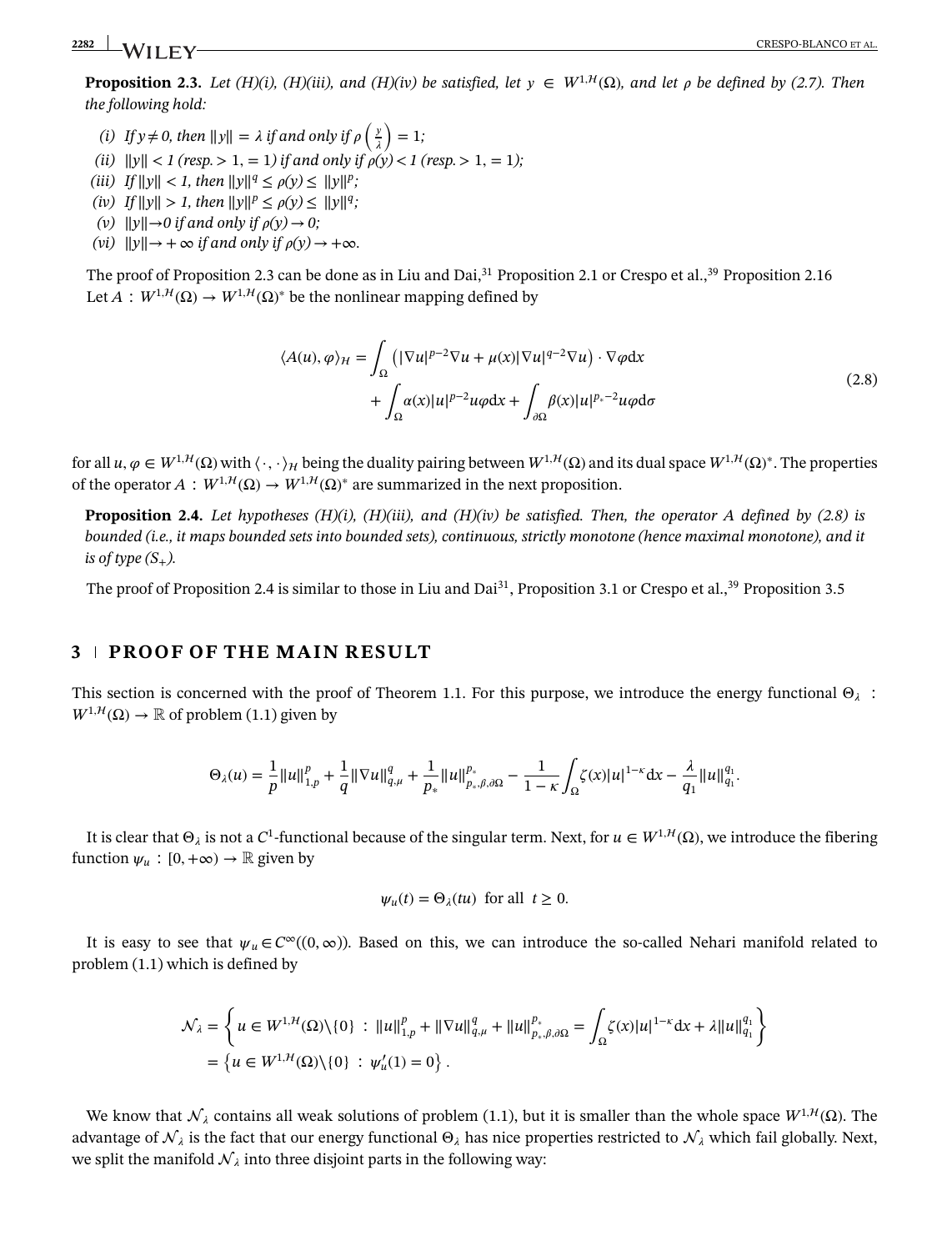**Proposition 2.3.** *Let (H)(i), (H)(iii), and (H)(iv) be satisfied, let $y \in W^{1,\mathcal{H}}(\Omega)$, and let $\rho$ be defined by (2.7). Then the following hold:*

*(i) If $y \neq 0$, then $\|y\| = \lambda$ if and only if $\rho\left(\frac{y}{\lambda}\right) = 1$;*
*(ii) $\|y\| < 1$ (resp. $> 1, = 1$) if and only if $\rho(y) < 1$ (resp. $> 1, = 1$);*
*(iii) If $\|y\| < 1$, then $\|y\|^q \leq \rho(y) \leq \|y\|^p$;*
*(iv) If $\|y\| > 1$, then $\|y\|^p \leq \rho(y) \leq \|y\|^q$;*
*(v) $\|y\| \to 0$ if and only if $\rho(y) \to 0$;*
*(vi) $\|y\| \to +\infty$ if and only if $\rho(y) \to +\infty$.*

The proof of Proposition 2.3 can be done as in Liu and Dai,[31] Proposition 2.1 or Crespo et al.,[39] Proposition 2.16

Let $A : W^{1,\mathcal{H}}(\Omega) \to W^{1,\mathcal{H}}(\Omega)^*$ be the nonlinear mapping defined by

$$
\begin{aligned}
\langle A(u), \varphi \rangle_{\mathcal{H}} = & \int_\Omega \left( |\nabla u|^{p-2}\nabla u + \mu(x)|\nabla u|^{q-2}\nabla u \right) \cdot \nabla \varphi \mathrm{d}x \\
& + \int_\Omega \alpha(x)|u|^{p-2}u\varphi \mathrm{d}x + \int_{\partial\Omega} \beta(x)|u|^{p_*-2}u\varphi \mathrm{d}\sigma
\end{aligned}
\tag{2.8}
$$

for all $u, \varphi \in W^{1,\mathcal{H}}(\Omega)$ with $\langle \cdot, \cdot \rangle_{\mathcal{H}}$ being the duality pairing between $W^{1,\mathcal{H}}(\Omega)$ and its dual space $W^{1,\mathcal{H}}(\Omega)^*$. The properties of the operator $A : W^{1,\mathcal{H}}(\Omega) \to W^{1,\mathcal{H}}(\Omega)^*$ are summarized in the next proposition.

**Proposition 2.4.** *Let hypotheses (H)(i), (H)(iii), and (H)(iv) be satisfied. Then, the operator A defined by (2.8) is bounded (i.e., it maps bounded sets into bounded sets), continuous, strictly monotone (hence maximal monotone), and it is of type $(S_+)$.*

The proof of Proposition 2.4 is similar to those in Liu and Dai[31], Proposition 3.1 or Crespo et al.,[39] Proposition 3.5

## 3 | PROOF OF THE MAIN RESULT

This section is concerned with the proof of Theorem 1.1. For this purpose, we introduce the energy functional $\Theta_\lambda : W^{1,\mathcal{H}}(\Omega) \to \mathbb{R}$ of problem (1.1) given by

$$
\Theta_\lambda(u) = \frac{1}{p}\|u\|_{1,p}^p + \frac{1}{q}\|\nabla u\|_{q,\mu}^q + \frac{1}{p_*}\|u\|_{p_*,\beta,\partial\Omega}^{p_*} - \frac{1}{1-\kappa}\int_\Omega \zeta(x)|u|^{1-\kappa}\mathrm{d}x - \frac{\lambda}{q_1}\|u\|_{q_1}^{q_1}.
$$

It is clear that $\Theta_\lambda$ is not a $C^1$-functional because of the singular term. Next, for $u \in W^{1,\mathcal{H}}(\Omega)$, we introduce the fibering function $\psi_u : [0, +\infty) \to \mathbb{R}$ given by

$$
\psi_u(t) = \Theta_\lambda(tu) \quad \text{for all} \quad t \geq 0.
$$

It is easy to see that $\psi_u \in C^\infty((0, \infty))$. Based on this, we can introduce the so-called Nehari manifold related to problem (1.1) which is defined by

$$
\begin{aligned}
\mathcal{N}_\lambda &= \left\{ u \in W^{1,\mathcal{H}}(\Omega)\setminus\{0\} \ : \ \|u\|_{1,p}^p + \|\nabla u\|_{q,\mu}^q + \|u\|_{p_*,\beta,\partial\Omega}^{p_*} = \int_\Omega \zeta(x)|u|^{1-\kappa}\mathrm{d}x + \lambda\|u\|_{q_1}^{q_1} \right\} \\
&= \left\{ u \in W^{1,\mathcal{H}}(\Omega)\setminus\{0\} \ : \ \psi_u'(1) = 0 \right\}.
\end{aligned}
$$

We know that $\mathcal{N}_\lambda$ contains all weak solutions of problem (1.1), but it is smaller than the whole space $W^{1,\mathcal{H}}(\Omega)$. The advantage of $\mathcal{N}_\lambda$ is the fact that our energy functional $\Theta_\lambda$ has nice properties restricted to $\mathcal{N}_\lambda$ which fail globally. Next, we split the manifold $\mathcal{N}_\lambda$ into three disjoint parts in the following way: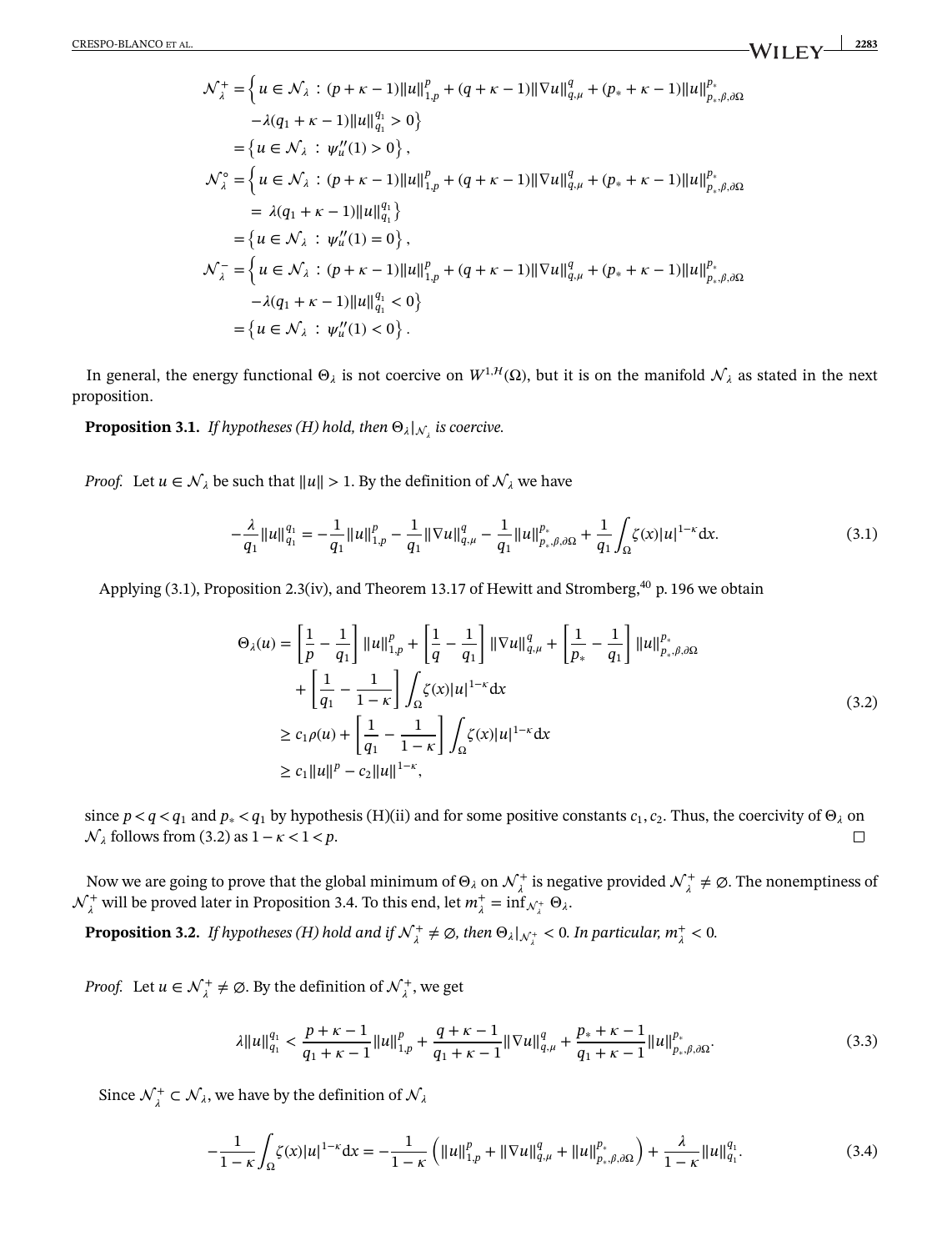$$
\begin{aligned}
\mathcal{N}_\lambda^+ = &\Big\{ u \in \mathcal{N}_\lambda \,:\, (p+\kappa-1)\|u\|_{1,p}^p + (q+\kappa-1)\|\nabla u\|_{q,\mu}^q + (p_*+\kappa-1)\|u\|_{p_*,\beta,\partial\Omega}^{p_*} \\
&-\lambda(q_1+\kappa-1)\|u\|_{q_1}^{q_1} > 0 \Big\} \\
= &\left\{ u \in \mathcal{N}_\lambda \,:\, \psi_u''(1) > 0 \right\}, \\
\mathcal{N}_\lambda^\circ = &\Big\{ u \in \mathcal{N}_\lambda \,:\, (p+\kappa-1)\|u\|_{1,p}^p + (q+\kappa-1)\|\nabla u\|_{q,\mu}^q + (p_*+\kappa-1)\|u\|_{p_*,\beta,\partial\Omega}^{p_*} \\
&= \lambda(q_1+\kappa-1)\|u\|_{q_1}^{q_1} \Big\} \\
= &\left\{ u \in \mathcal{N}_\lambda \,:\, \psi_u''(1) = 0 \right\}, \\
\mathcal{N}_\lambda^- = &\Big\{ u \in \mathcal{N}_\lambda \,:\, (p+\kappa-1)\|u\|_{1,p}^p + (q+\kappa-1)\|\nabla u\|_{q,\mu}^q + (p_*+\kappa-1)\|u\|_{p_*,\beta,\partial\Omega}^{p_*} \\
&-\lambda(q_1+\kappa-1)\|u\|_{q_1}^{q_1} < 0 \Big\} \\
= &\left\{ u \in \mathcal{N}_\lambda \,:\, \psi_u''(1) < 0 \right\}.
\end{aligned}
$$

In general, the energy functional $\Theta_\lambda$ is not coercive on $W^{1,\mathcal{H}}(\Omega)$, but it is on the manifold $\mathcal{N}_\lambda$ as stated in the next proposition.

**Proposition 3.1.** *If hypotheses (H) hold, then $\Theta_\lambda|_{\mathcal{N}_\lambda}$ is coercive.*

*Proof.* Let $u \in \mathcal{N}_\lambda$ be such that $\|u\| > 1$. By the definition of $\mathcal{N}_\lambda$ we have

$$
-\frac{\lambda}{q_1}\|u\|_{q_1}^{q_1} = -\frac{1}{q_1}\|u\|_{1,p}^p - \frac{1}{q_1}\|\nabla u\|_{q,\mu}^q - \frac{1}{q_1}\|u\|_{p_*,\beta,\partial\Omega}^{p_*} + \frac{1}{q_1}\int_\Omega \zeta(x)|u|^{1-\kappa}\mathrm{d}x. \tag{3.1}
$$

Applying (3.1), Proposition 2.3(iv), and Theorem 13.17 of Hewitt and Stromberg,[40] p. 196 we obtain

$$
\begin{aligned}
\Theta_\lambda(u) &= \left[\frac{1}{p} - \frac{1}{q_1}\right]\|u\|_{1,p}^p + \left[\frac{1}{q} - \frac{1}{q_1}\right]\|\nabla u\|_{q,\mu}^q + \left[\frac{1}{p_*} - \frac{1}{q_1}\right]\|u\|_{p_*,\beta,\partial\Omega}^{p_*} \\
&\quad + \left[\frac{1}{q_1} - \frac{1}{1-\kappa}\right]\int_\Omega \zeta(x)|u|^{1-\kappa}\mathrm{d}x \\
&\geq c_1\rho(u) + \left[\frac{1}{q_1} - \frac{1}{1-\kappa}\right]\int_\Omega \zeta(x)|u|^{1-\kappa}\mathrm{d}x \\
&\geq c_1\|u\|^p - c_2\|u\|^{1-\kappa},
\end{aligned} \tag{3.2}
$$

since $p < q < q_1$ and $p_* < q_1$ by hypothesis (H)(ii) and for some positive constants $c_1, c_2$. Thus, the coercivity of $\Theta_\lambda$ on $\mathcal{N}_\lambda$ follows from (3.2) as $1-\kappa < 1 < p$. □

Now we are going to prove that the global minimum of $\Theta_\lambda$ on $\mathcal{N}_\lambda^+$ is negative provided $\mathcal{N}_\lambda^+ \neq \emptyset$. The nonemptiness of $\mathcal{N}_\lambda^+$ will be proved later in Proposition 3.4. To this end, let $m_\lambda^+ = \inf_{\mathcal{N}_\lambda^+} \Theta_\lambda$.

**Proposition 3.2.** *If hypotheses (H) hold and if $\mathcal{N}_\lambda^+ \neq \emptyset$, then $\Theta_\lambda|_{\mathcal{N}_\lambda^+} < 0$. In particular, $m_\lambda^+ < 0$.*

*Proof.* Let $u \in \mathcal{N}_\lambda^+ \neq \emptyset$. By the definition of $\mathcal{N}_\lambda^+$, we get

$$
\lambda\|u\|_{q_1}^{q_1} < \frac{p+\kappa-1}{q_1+\kappa-1}\|u\|_{1,p}^p + \frac{q+\kappa-1}{q_1+\kappa-1}\|\nabla u\|_{q,\mu}^q + \frac{p_*+\kappa-1}{q_1+\kappa-1}\|u\|_{p_*,\beta,\partial\Omega}^{p_*}. \tag{3.3}
$$

Since $\mathcal{N}_\lambda^+ \subset \mathcal{N}_\lambda$, we have by the definition of $\mathcal{N}_\lambda$

$$
-\frac{1}{1-\kappa}\int_\Omega \zeta(x)|u|^{1-\kappa}\mathrm{d}x = -\frac{1}{1-\kappa}\left(\|u\|_{1,p}^p + \|\nabla u\|_{q,\mu}^q + \|u\|_{p_*,\beta,\partial\Omega}^{p_*}\right) + \frac{\lambda}{1-\kappa}\|u\|_{q_1}^{q_1}. \tag{3.4}
$$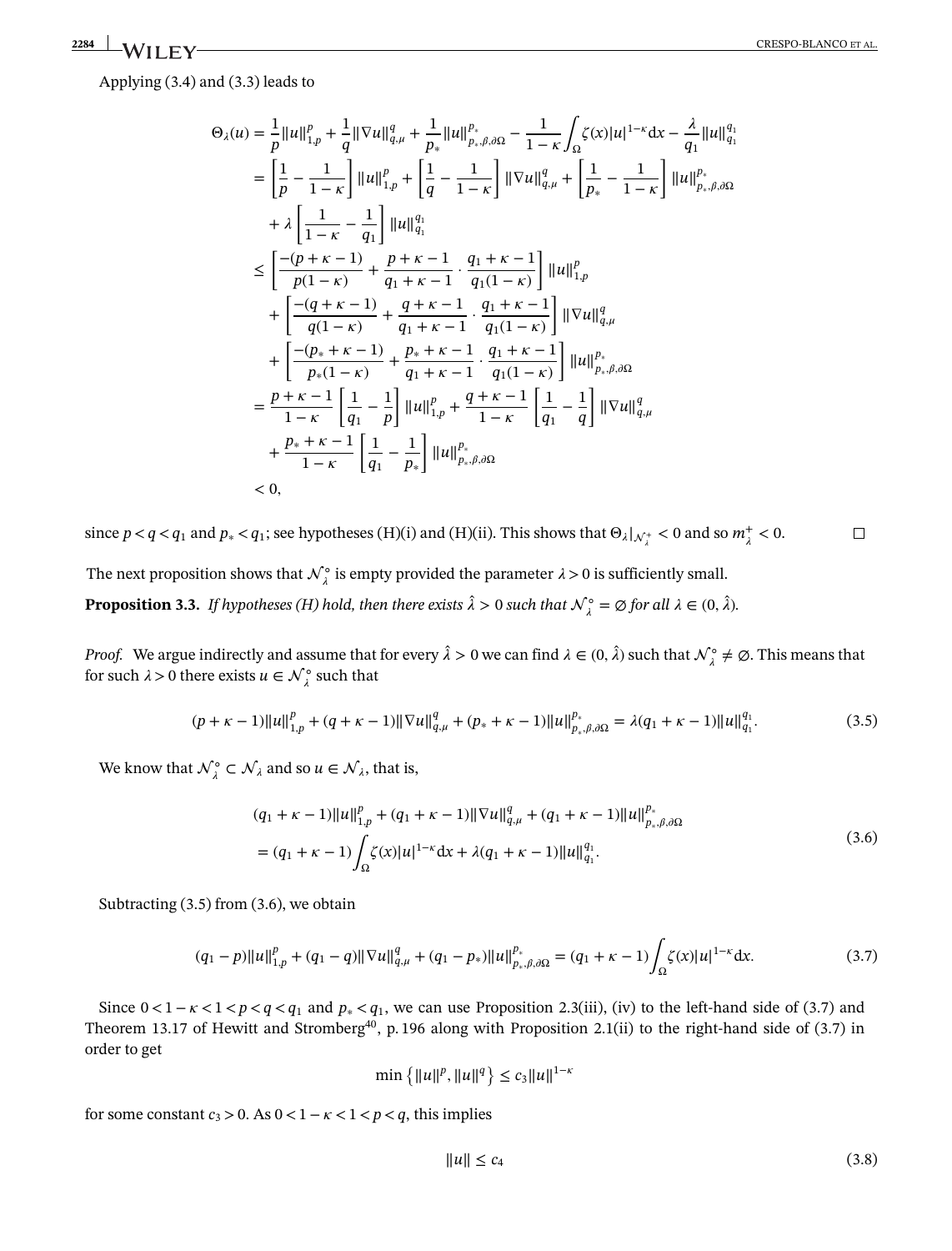Applying (3.4) and (3.3) leads to

$$
\begin{aligned}
\Theta_\lambda(u) &= \frac{1}{p}\|u\|_{1,p}^{p} + \frac{1}{q}\|\nabla u\|_{q,\mu}^{q} + \frac{1}{p_*}\|u\|_{p_*,\beta,\partial\Omega}^{p_*} - \frac{1}{1-\kappa}\int_\Omega \zeta(x)|u|^{1-\kappa}\mathrm{d}x - \frac{\lambda}{q_1}\|u\|_{q_1}^{q_1} \\
&= \left[\frac{1}{p} - \frac{1}{1-\kappa}\right]\|u\|_{1,p}^{p} + \left[\frac{1}{q} - \frac{1}{1-\kappa}\right]\|\nabla u\|_{q,\mu}^{q} + \left[\frac{1}{p_*} - \frac{1}{1-\kappa}\right]\|u\|_{p_*,\beta,\partial\Omega}^{p_*} \\
&\quad + \lambda\left[\frac{1}{1-\kappa} - \frac{1}{q_1}\right]\|u\|_{q_1}^{q_1} \\
&\leq \left[\frac{-(p+\kappa-1)}{p(1-\kappa)} + \frac{p+\kappa-1}{q_1+\kappa-1}\cdot\frac{q_1+\kappa-1}{q_1(1-\kappa)}\right]\|u\|_{1,p}^{p} \\
&\quad + \left[\frac{-(q+\kappa-1)}{q(1-\kappa)} + \frac{q+\kappa-1}{q_1+\kappa-1}\cdot\frac{q_1+\kappa-1}{q_1(1-\kappa)}\right]\|\nabla u\|_{q,\mu}^{q} \\
&\quad + \left[\frac{-(p_*+\kappa-1)}{p_*(1-\kappa)} + \frac{p_*+\kappa-1}{q_1+\kappa-1}\cdot\frac{q_1+\kappa-1}{q_1(1-\kappa)}\right]\|u\|_{p_*,\beta,\partial\Omega}^{p_*} \\
&= \frac{p+\kappa-1}{1-\kappa}\left[\frac{1}{q_1} - \frac{1}{p}\right]\|u\|_{1,p}^{p} + \frac{q+\kappa-1}{1-\kappa}\left[\frac{1}{q_1} - \frac{1}{q}\right]\|\nabla u\|_{q,\mu}^{q} \\
&\quad + \frac{p_*+\kappa-1}{1-\kappa}\left[\frac{1}{q_1} - \frac{1}{p_*}\right]\|u\|_{p_*,\beta,\partial\Omega}^{p_*} \\
&< 0,
\end{aligned}
$$

since $p < q < q_1$ and $p_* < q_1$; see hypotheses (H)(i) and (H)(ii). This shows that $\Theta_\lambda|_{\mathcal{N}_\lambda^+} < 0$ and so $m_\lambda^+ < 0$. $\square$

The next proposition shows that $\mathcal{N}_\lambda^\circ$ is empty provided the parameter $\lambda > 0$ is sufficiently small.

**Proposition 3.3.** *If hypotheses (H) hold, then there exists $\hat{\lambda} > 0$ such that $\mathcal{N}_\lambda^\circ = \varnothing$ for all $\lambda \in (0, \hat{\lambda})$.*

*Proof.* We argue indirectly and assume that for every $\hat{\lambda} > 0$ we can find $\lambda \in (0, \hat{\lambda})$ such that $\mathcal{N}_\lambda^\circ \neq \varnothing$. This means that for such $\lambda > 0$ there exists $u \in \mathcal{N}_\lambda^\circ$ such that

$$
(p+\kappa-1)\|u\|_{1,p}^{p} + (q+\kappa-1)\|\nabla u\|_{q,\mu}^{q} + (p_*+\kappa-1)\|u\|_{p_*,\beta,\partial\Omega}^{p_*} = \lambda(q_1+\kappa-1)\|u\|_{q_1}^{q_1}. \tag{3.5}
$$

We know that $\mathcal{N}_\lambda^\circ \subset \mathcal{N}_\lambda$ and so $u \in \mathcal{N}_\lambda$, that is,

$$
\begin{aligned}
&(q_1+\kappa-1)\|u\|_{1,p}^{p} + (q_1+\kappa-1)\|\nabla u\|_{q,\mu}^{q} + (q_1+\kappa-1)\|u\|_{p_*,\beta,\partial\Omega}^{p_*} \\
&= (q_1+\kappa-1)\int_\Omega \zeta(x)|u|^{1-\kappa}\mathrm{d}x + \lambda(q_1+\kappa-1)\|u\|_{q_1}^{q_1}.
\end{aligned}
\tag{3.6}
$$

Subtracting (3.5) from (3.6), we obtain

$$
(q_1-p)\|u\|_{1,p}^{p} + (q_1-q)\|\nabla u\|_{q,\mu}^{q} + (q_1-p_*)\|u\|_{p_*,\beta,\partial\Omega}^{p_*} = (q_1+\kappa-1)\int_\Omega \zeta(x)|u|^{1-\kappa}\mathrm{d}x. \tag{3.7}
$$

Since $0 < 1-\kappa < 1 < p < q < q_1$ and $p_* < q_1$, we can use Proposition 2.3(iii), (iv) to the left-hand side of (3.7) and Theorem 13.17 of Hewitt and Stromberg[40], p. 196 along with Proposition 2.1(ii) to the right-hand side of (3.7) in order to get

$$
\min\left\{\|u\|^{p}, \|u\|^{q}\right\} \leq c_3\|u\|^{1-\kappa}
$$

for some constant $c_3 > 0$. As $0 < 1-\kappa < 1 < p < q$, this implies

$$
\|u\| \leq c_4 \tag{3.8}
$$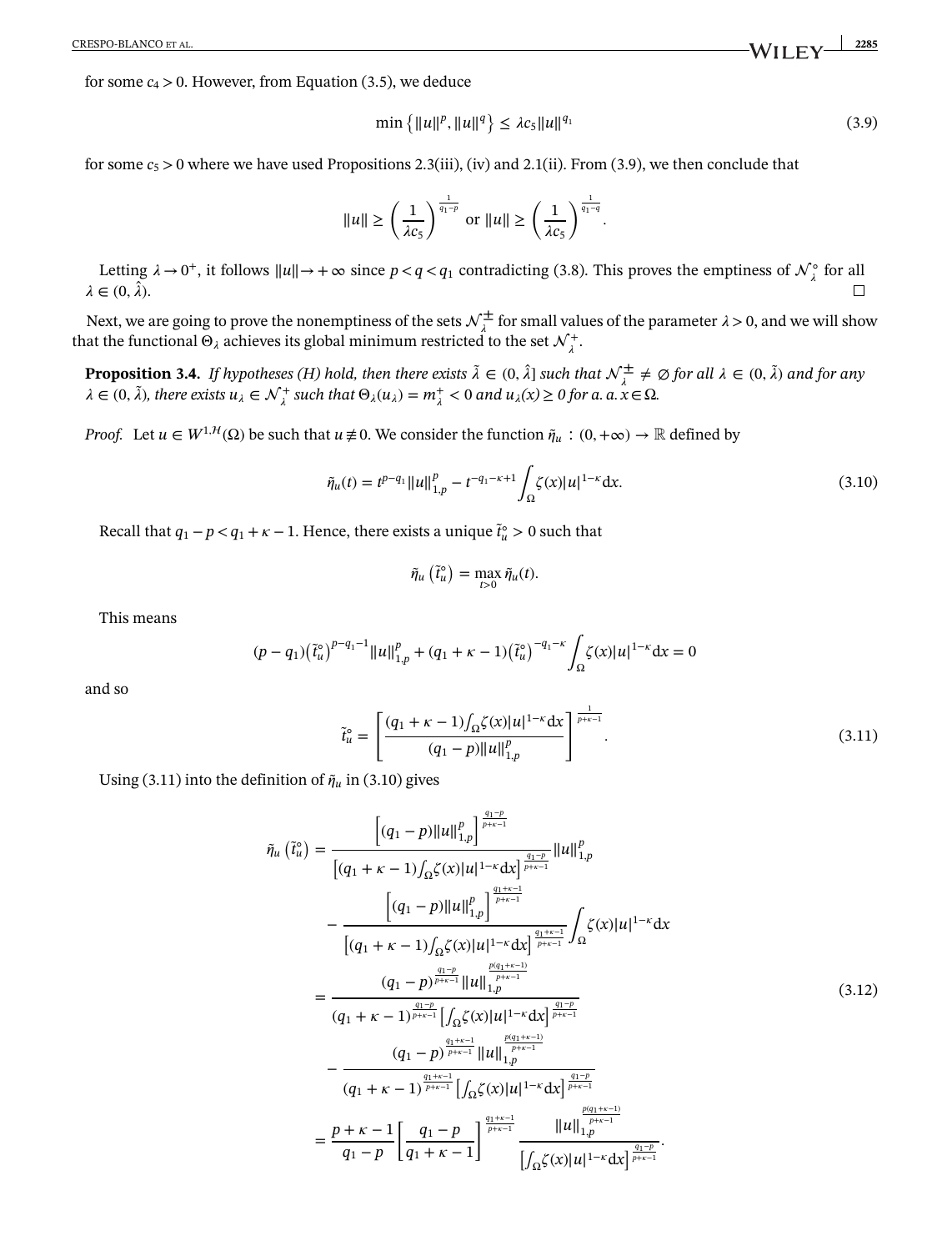for some $c_4 > 0$. However, from Equation (3.5), we deduce

$$\min\left\{\|u\|^p, \|u\|^q\right\} \leq \lambda c_5 \|u\|^{q_1} \tag{3.9}$$

for some $c_5 > 0$ where we have used Propositions 2.3(iii), (iv) and 2.1(ii). From (3.9), we then conclude that

$$\|u\| \geq \left(\frac{1}{\lambda c_5}\right)^{\frac{1}{q_1-p}} \text{ or } \|u\| \geq \left(\frac{1}{\lambda c_5}\right)^{\frac{1}{q_1-q}}.$$

Letting $\lambda \to 0^+$, it follows $\|u\| \to +\infty$ since $p < q < q_1$ contradicting (3.8). This proves the emptiness of $\mathcal{N}_\lambda^\circ$ for all $\lambda \in (0, \hat{\lambda})$. $\square$

Next, we are going to prove the nonemptiness of the sets $\mathcal{N}_\lambda^\pm$ for small values of the parameter $\lambda > 0$, and we will show that the functional $\Theta_\lambda$ achieves its global minimum restricted to the set $\mathcal{N}_\lambda^+$.

**Proposition 3.4.** *If hypotheses (H) hold, then there exists $\tilde{\lambda} \in (0, \hat{\lambda}]$ such that $\mathcal{N}_\lambda^\pm \neq \emptyset$ for all $\lambda \in (0, \tilde{\lambda})$ and for any $\lambda \in (0, \tilde{\lambda})$, there exists $u_\lambda \in \mathcal{N}_\lambda^+$ such that $\Theta_\lambda(u_\lambda) = m_\lambda^+ < 0$ and $u_\lambda(x) \geq 0$ for a. a. $x \in \Omega$.*

*Proof.* Let $u \in W^{1,\mathcal{H}}(\Omega)$ be such that $u \not\equiv 0$. We consider the function $\tilde{\eta}_u : (0, +\infty) \to \mathbb{R}$ defined by

$$\tilde{\eta}_u(t) = t^{p-q_1}\|u\|_{1,p}^p - t^{-q_1-\kappa+1}\int_\Omega \zeta(x)|u|^{1-\kappa}dx. \tag{3.10}$$

Recall that $q_1 - p < q_1 + \kappa - 1$. Hence, there exists a unique $\tilde{t}_u^\circ > 0$ such that

$$\tilde{\eta}_u\left(\tilde{t}_u^\circ\right) = \max_{t>0} \tilde{\eta}_u(t).$$

This means

$$(p-q_1)\left(\tilde{t}_u^\circ\right)^{p-q_1-1}\|u\|_{1,p}^p + (q_1+\kappa-1)\left(\tilde{t}_u^\circ\right)^{-q_1-\kappa}\int_\Omega \zeta(x)|u|^{1-\kappa}dx = 0$$

and so

$$\tilde{t}_u^\circ = \left[\frac{(q_1+\kappa-1)\int_\Omega \zeta(x)|u|^{1-\kappa}dx}{(q_1-p)\|u\|_{1,p}^p}\right]^{\frac{1}{p+\kappa-1}}. \tag{3.11}$$

Using (3.11) into the definition of $\tilde{\eta}_u$ in (3.10) gives

$$\begin{aligned}
\tilde{\eta}_u\left(\tilde{t}_u^\circ\right) &= \frac{\left[(q_1-p)\|u\|_{1,p}^p\right]^{\frac{q_1-p}{p+\kappa-1}}}{\left[(q_1+\kappa-1)\int_\Omega \zeta(x)|u|^{1-\kappa}dx\right]^{\frac{q_1-p}{p+\kappa-1}}}\|u\|_{1,p}^p \\
&\quad - \frac{\left[(q_1-p)\|u\|_{1,p}^p\right]^{\frac{q_1+\kappa-1}{p+\kappa-1}}}{\left[(q_1+\kappa-1)\int_\Omega \zeta(x)|u|^{1-\kappa}dx\right]^{\frac{q_1+\kappa-1}{p+\kappa-1}}}\int_\Omega \zeta(x)|u|^{1-\kappa}dx \\
&= \frac{(q_1-p)^{\frac{q_1-p}{p+\kappa-1}}\|u\|_{1,p}^{\frac{p(q_1+\kappa-1)}{p+\kappa-1}}}{(q_1+\kappa-1)^{\frac{q_1-p}{p+\kappa-1}}\left[\int_\Omega \zeta(x)|u|^{1-\kappa}dx\right]^{\frac{q_1-p}{p+\kappa-1}}} \\
&\quad - \frac{(q_1-p)^{\frac{q_1+\kappa-1}{p+\kappa-1}}\|u\|_{1,p}^{\frac{p(q_1+\kappa-1)}{p+\kappa-1}}}{(q_1+\kappa-1)^{\frac{q_1+\kappa-1}{p+\kappa-1}}\left[\int_\Omega \zeta(x)|u|^{1-\kappa}dx\right]^{\frac{q_1-p}{p+\kappa-1}}} \\
&= \frac{p+\kappa-1}{q_1-p}\left[\frac{q_1-p}{q_1+\kappa-1}\right]^{\frac{q_1+\kappa-1}{p+\kappa-1}} \frac{\|u\|_{1,p}^{\frac{p(q_1+\kappa-1)}{p+\kappa-1}}}{\left[\int_\Omega \zeta(x)|u|^{1-\kappa}dx\right]^{\frac{q_1-p}{p+\kappa-1}}}.
\end{aligned} \tag{3.12}$$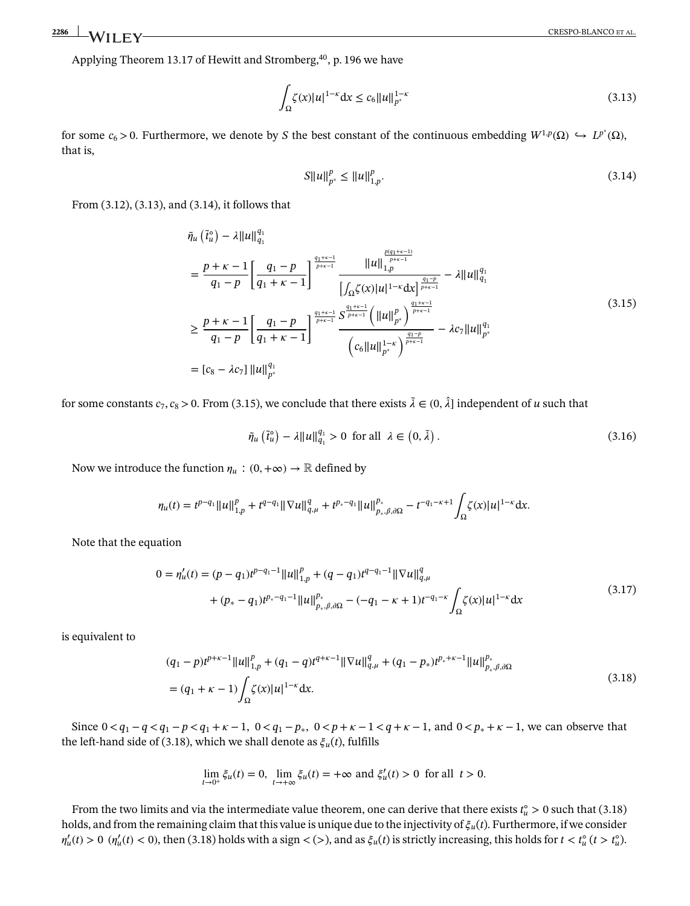Applying Theorem 13.17 of Hewitt and Stromberg,[40], p. 196 we have

$$\int_\Omega \zeta(x)|u|^{1-\kappa}\mathrm{d}x \le c_6\|u\|_{p^*}^{1-\kappa} \tag{3.13}$$

for some $c_6 > 0$. Furthermore, we denote by $S$ the best constant of the continuous embedding $W^{1,p}(\Omega) \hookrightarrow L^{p^*}(\Omega)$, that is,

$$S\|u\|_{p^*}^p \le \|u\|_{1,p}^p. \tag{3.14}$$

From (3.12), (3.13), and (3.14), it follows that

$$\begin{aligned}
&\tilde{\eta}_u\left(\tilde{t}_u^\circ\right) - \lambda\|u\|_{q_1}^{q_1}\\
&= \frac{p+\kappa-1}{q_1-p}\left[\frac{q_1-p}{q_1+\kappa-1}\right]^{\frac{q_1+\kappa-1}{p+\kappa-1}} \frac{\|u\|_{1,p}^{\frac{p(q_1+\kappa-1)}{p+\kappa-1}}}{\left[\int_\Omega \zeta(x)|u|^{1-\kappa}\mathrm{d}x\right]^{\frac{q_1-p}{p+\kappa-1}}} - \lambda\|u\|_{q_1}^{q_1}\\
&\ge \frac{p+\kappa-1}{q_1-p}\left[\frac{q_1-p}{q_1+\kappa-1}\right]^{\frac{q_1+\kappa-1}{p+\kappa-1}} \frac{S^{\frac{q_1+\kappa-1}{p+\kappa-1}}\left(\|u\|_{p^*}^p\right)^{\frac{q_1+\kappa-1}{p+\kappa-1}}}{\left(c_6\|u\|_{p^*}^{1-\kappa}\right)^{\frac{q_1-p}{p+\kappa-1}}} - \lambda c_7\|u\|_{p^*}^{q_1}\\
&= [c_8 - \lambda c_7]\,\|u\|_{p^*}^{q_1}
\end{aligned} \tag{3.15}$$

for some constants $c_7, c_8 > 0$. From (3.15), we conclude that there exists $\tilde{\lambda} \in (0, \hat{\lambda}]$ independent of $u$ such that

$$\tilde{\eta}_u\left(\tilde{t}_u^\circ\right) - \lambda\|u\|_{q_1}^{q_1} > 0 \;\text{ for all }\; \lambda \in \left(0, \tilde{\lambda}\right). \tag{3.16}$$

Now we introduce the function $\eta_u : (0, +\infty) \to \mathbb{R}$ defined by

$$\eta_u(t) = t^{p-q_1}\|u\|_{1,p}^p + t^{q-q_1}\|\nabla u\|_{q,\mu}^q + t^{p_*-q_1}\|u\|_{p_*,\beta,\partial\Omega}^{p_*} - t^{-q_1-\kappa+1}\int_\Omega \zeta(x)|u|^{1-\kappa}\mathrm{d}x.$$

Note that the equation

$$\begin{aligned}
0 = \eta_u'(t) &= (p-q_1)t^{p-q_1-1}\|u\|_{1,p}^p + (q-q_1)t^{q-q_1-1}\|\nabla u\|_{q,\mu}^q\\
&\quad + (p_*-q_1)t^{p_*-q_1-1}\|u\|_{p_*,\beta,\partial\Omega}^{p_*} - (-q_1-\kappa+1)t^{-q_1-\kappa}\int_\Omega \zeta(x)|u|^{1-\kappa}\mathrm{d}x
\end{aligned} \tag{3.17}$$

is equivalent to

$$\begin{aligned}
&(q_1-p)t^{p+\kappa-1}\|u\|_{1,p}^p + (q_1-q)t^{q+\kappa-1}\|\nabla u\|_{q,\mu}^q + (q_1-p_*)t^{p_*+\kappa-1}\|u\|_{p_*,\beta,\partial\Omega}^{p_*}\\
&= (q_1+\kappa-1)\int_\Omega \zeta(x)|u|^{1-\kappa}\mathrm{d}x.
\end{aligned} \tag{3.18}$$

Since $0 < q_1 - q < q_1 - p < q_1 + \kappa - 1$, $0 < q_1 - p_*$, $0 < p + \kappa - 1 < q + \kappa - 1$, and $0 < p_* + \kappa - 1$, we can observe that the left-hand side of (3.18), which we shall denote as $\xi_u(t)$, fulfills

$$\lim_{t\to 0^+}\xi_u(t) = 0,\; \lim_{t\to+\infty}\xi_u(t) = +\infty \text{ and } \xi_u'(t) > 0 \;\text{ for all }\; t > 0.$$

From the two limits and via the intermediate value theorem, one can derive that there exists $t_u^\circ > 0$ such that (3.18) holds, and from the remaining claim that this value is unique due to the injectivity of $\xi_u(t)$. Furthermore, if we consider $\eta_u'(t) > 0$ ($\eta_u'(t) < 0$), then (3.18) holds with a sign $<$ ($>$), and as $\xi_u(t)$ is strictly increasing, this holds for $t < t_u^\circ$ ($t > t_u^\circ$).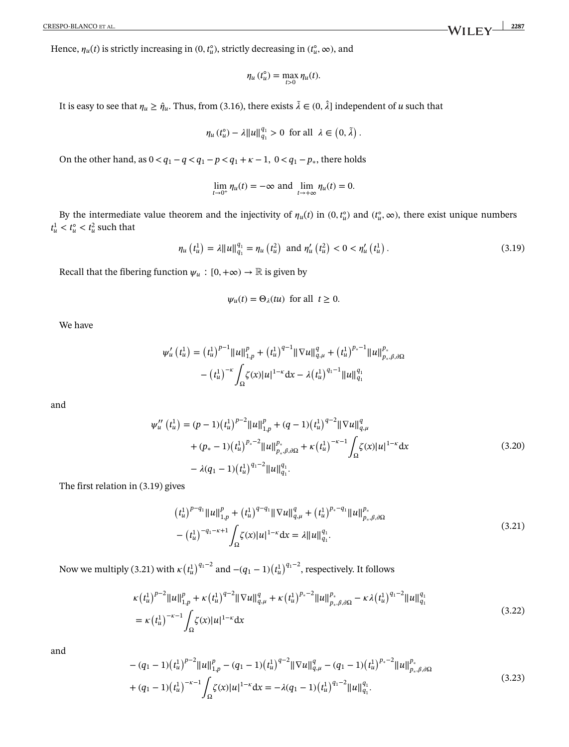Hence, $\eta_u(t)$ is strictly increasing in $(0, t_u^\circ)$, strictly decreasing in $(t_u^\circ, \infty)$, and

$$\eta_u\left(t_u^\circ\right) = \max_{t>0} \eta_u(t).$$

It is easy to see that $\eta_u \geq \hat{\eta}_u$. Thus, from (3.16), there exists $\tilde{\lambda} \in (0, \hat{\lambda}]$ independent of $u$ such that

$$\eta_u\left(t_u^\circ\right) - \lambda \|u\|_{q_1}^{q_1} > 0 \ \text{ for all } \ \lambda \in \left(0, \tilde{\lambda}\right).$$

On the other hand, as $0 < q_1 - q < q_1 - p < q_1 + \kappa - 1, \ 0 < q_1 - p_*$, there holds

$$\lim_{t\to 0^+} \eta_u(t) = -\infty \text{ and } \lim_{t\to +\infty} \eta_u(t) = 0.$$

By the intermediate value theorem and the injectivity of $\eta_u(t)$ in $(0, t_u^\circ)$ and $(t_u^\circ, \infty)$, there exist unique numbers $t_u^1 < t_u^\circ < t_u^2$ such that

$$\eta_u\left(t_u^1\right) = \lambda \|u\|_{q_1}^{q_1} = \eta_u\left(t_u^2\right) \ \text{ and } \ \eta_u'\left(t_u^2\right) < 0 < \eta_u'\left(t_u^1\right). \tag{3.19}$$

Recall that the fibering function $\psi_u : [0, +\infty) \to \mathbb{R}$ is given by

$$\psi_u(t) = \Theta_\lambda(tu) \ \text{ for all } \ t \geq 0.$$

We have

$$\begin{aligned}
\psi_u'\left(t_u^1\right) = &\left(t_u^1\right)^{p-1} \|u\|_{1,p}^p + \left(t_u^1\right)^{q-1} \|\nabla u\|_{q,\mu}^q + \left(t_u^1\right)^{p_*-1} \|u\|_{p_*,\beta,\partial\Omega}^{p_*} \\
&- \left(t_u^1\right)^{-\kappa} \int_\Omega \zeta(x)|u|^{1-\kappa} \mathrm{d}x - \lambda \left(t_u^1\right)^{q_1-1} \|u\|_{q_1}^{q_1}
\end{aligned}$$

and

$$\begin{aligned}
\psi_u''\left(t_u^1\right) = &(p-1)\left(t_u^1\right)^{p-2} \|u\|_{1,p}^p + (q-1)\left(t_u^1\right)^{q-2} \|\nabla u\|_{q,\mu}^q \\
&+ (p_*-1)\left(t_u^1\right)^{p_*-2} \|u\|_{p_*,\beta,\partial\Omega}^{p_*} + \kappa \left(t_u^1\right)^{-\kappa-1} \int_\Omega \zeta(x)|u|^{1-\kappa} \mathrm{d}x \\
&- \lambda(q_1-1)\left(t_u^1\right)^{q_1-2} \|u\|_{q_1}^{q_1}.
\end{aligned} \tag{3.20}$$

The first relation in (3.19) gives

$$\begin{aligned}
&\left(t_u^1\right)^{p-q_1} \|u\|_{1,p}^p + \left(t_u^1\right)^{q-q_1} \|\nabla u\|_{q,\mu}^q + \left(t_u^1\right)^{p_*-q_1} \|u\|_{p_*,\beta,\partial\Omega}^{p_*} \\
&- \left(t_u^1\right)^{-q_1-\kappa+1} \int_\Omega \zeta(x)|u|^{1-\kappa} \mathrm{d}x = \lambda \|u\|_{q_1}^{q_1}.
\end{aligned} \tag{3.21}$$

Now we multiply (3.21) with $\kappa\left(t_u^1\right)^{q_1-2}$ and $-(q_1-1)\left(t_u^1\right)^{q_1-2}$, respectively. It follows

$$\begin{aligned}
&\kappa\left(t_u^1\right)^{p-2} \|u\|_{1,p}^p + \kappa\left(t_u^1\right)^{q-2} \|\nabla u\|_{q,\mu}^q + \kappa\left(t_u^1\right)^{p_*-2} \|u\|_{p_*,\beta,\partial\Omega}^{p_*} - \kappa\lambda\left(t_u^1\right)^{q_1-2} \|u\|_{q_1}^{q_1} \\
&= \kappa\left(t_u^1\right)^{-\kappa-1} \int_\Omega \zeta(x)|u|^{1-\kappa} \mathrm{d}x
\end{aligned} \tag{3.22}$$

and

$$\begin{aligned}
&-(q_1-1)\left(t_u^1\right)^{p-2} \|u\|_{1,p}^p - (q_1-1)\left(t_u^1\right)^{q-2} \|\nabla u\|_{q,\mu}^q - (q_1-1)\left(t_u^1\right)^{p_*-2} \|u\|_{p_*,\beta,\partial\Omega}^{p_*} \\
&+ (q_1-1)\left(t_u^1\right)^{-\kappa-1} \int_\Omega \zeta(x)|u|^{1-\kappa} \mathrm{d}x = -\lambda(q_1-1)\left(t_u^1\right)^{q_1-2} \|u\|_{q_1}^{q_1}.
\end{aligned} \tag{3.23}$$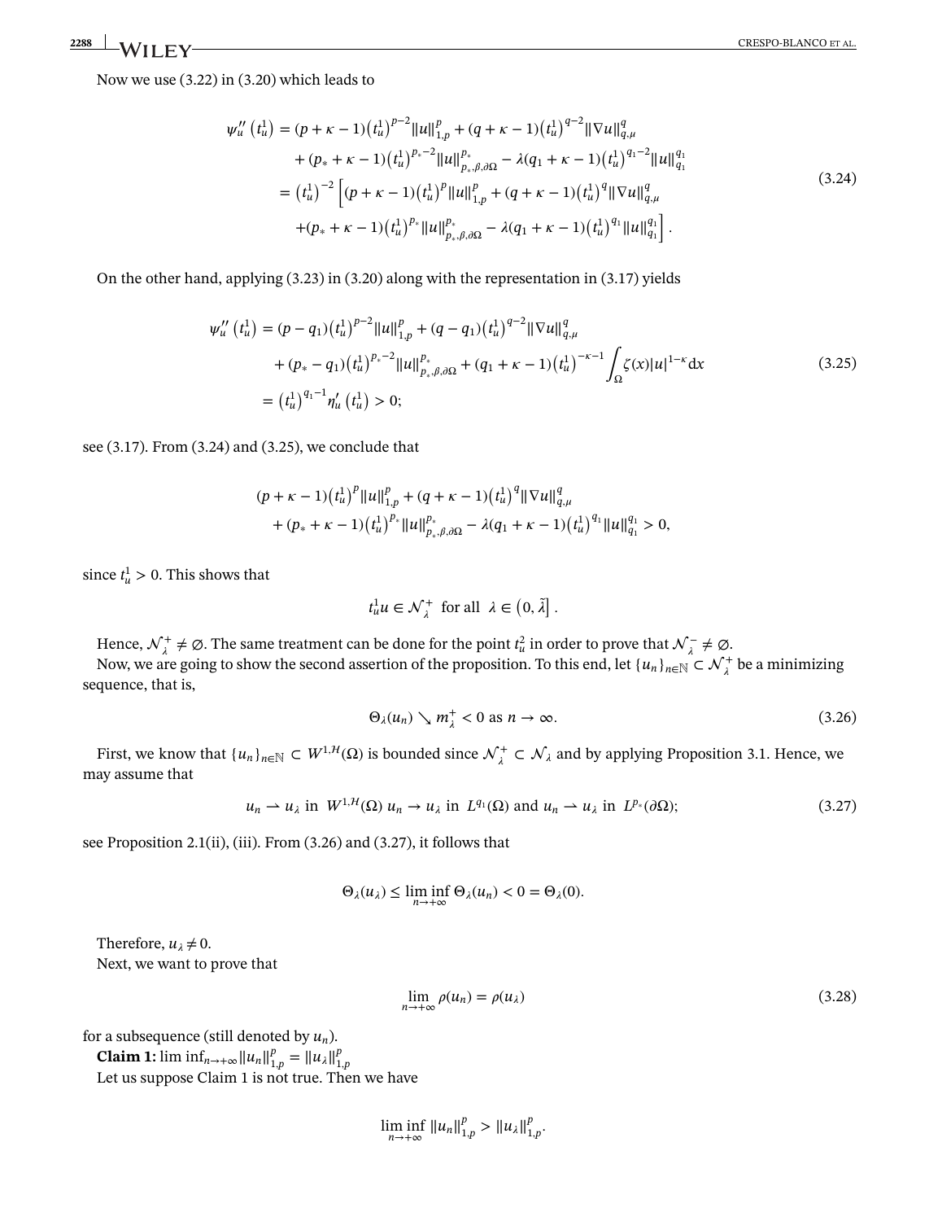Now we use (3.22) in (3.20) which leads to

$$
\begin{aligned}
\psi_u''\left(t_u^1\right) &= (p+\kappa-1)\left(t_u^1\right)^{p-2}\|u\|_{1,p}^p + (q+\kappa-1)\left(t_u^1\right)^{q-2}\|\nabla u\|_{q,\mu}^q \\
&\quad + (p_*+\kappa-1)\left(t_u^1\right)^{p_*-2}\|u\|_{p_*,\beta,\partial\Omega}^{p_*} - \lambda(q_1+\kappa-1)\left(t_u^1\right)^{q_1-2}\|u\|_{q_1}^{q_1} \\
&= \left(t_u^1\right)^{-2}\Big[(p+\kappa-1)\left(t_u^1\right)^{p}\|u\|_{1,p}^p + (q+\kappa-1)\left(t_u^1\right)^{q}\|\nabla u\|_{q,\mu}^q \\
&\quad + (p_*+\kappa-1)\left(t_u^1\right)^{p_*}\|u\|_{p_*,\beta,\partial\Omega}^{p_*} - \lambda(q_1+\kappa-1)\left(t_u^1\right)^{q_1}\|u\|_{q_1}^{q_1}\Big].
\end{aligned}
\tag{3.24}
$$

On the other hand, applying (3.23) in (3.20) along with the representation in (3.17) yields

$$
\begin{aligned}
\psi_u''\left(t_u^1\right) &= (p-q_1)\left(t_u^1\right)^{p-2}\|u\|_{1,p}^p + (q-q_1)\left(t_u^1\right)^{q-2}\|\nabla u\|_{q,\mu}^q \\
&\quad + (p_*-q_1)\left(t_u^1\right)^{p_*-2}\|u\|_{p_*,\beta,\partial\Omega}^{p_*} + (q_1+\kappa-1)\left(t_u^1\right)^{-\kappa-1}\int_\Omega \zeta(x)|u|^{1-\kappa}\,\mathrm{d}x \\
&= \left(t_u^1\right)^{q_1-1}\eta_u'\left(t_u^1\right) > 0;
\end{aligned}
\tag{3.25}
$$

see (3.17). From (3.24) and (3.25), we conclude that

$$
\begin{aligned}
&(p+\kappa-1)\left(t_u^1\right)^{p}\|u\|_{1,p}^p + (q+\kappa-1)\left(t_u^1\right)^{q}\|\nabla u\|_{q,\mu}^q \\
&\quad + (p_*+\kappa-1)\left(t_u^1\right)^{p_*}\|u\|_{p_*,\beta,\partial\Omega}^{p_*} - \lambda(q_1+\kappa-1)\left(t_u^1\right)^{q_1}\|u\|_{q_1}^{q_1} > 0,
\end{aligned}
$$

since $t_u^1 > 0$. This shows that

$$
t_u^1 u \in \mathcal{N}_\lambda^+ \quad \text{for all} \quad \lambda \in \left(0, \tilde{\lambda}\right].
$$

Hence, $\mathcal{N}_\lambda^+ \neq \emptyset$. The same treatment can be done for the point $t_u^2$ in order to prove that $\mathcal{N}_\lambda^- \neq \emptyset$.

Now, we are going to show the second assertion of the proposition. To this end, let $\{u_n\}_{n\in\mathbb{N}} \subset \mathcal{N}_\lambda^+$ be a minimizing sequence, that is,

$$
\Theta_\lambda(u_n) \searrow m_\lambda^+ < 0 \text{ as } n \to \infty.
\tag{3.26}
$$

First, we know that $\{u_n\}_{n\in\mathbb{N}} \subset W^{1,\mathcal{H}}(\Omega)$ is bounded since $\mathcal{N}_\lambda^+ \subset \mathcal{N}_\lambda$ and by applying Proposition 3.1. Hence, we may assume that

$$
u_n \rightharpoonup u_\lambda \text{ in } W^{1,\mathcal{H}}(\Omega)\ u_n \to u_\lambda \text{ in } L^{q_1}(\Omega) \text{ and } u_n \rightharpoonup u_\lambda \text{ in } L^{p_*}(\partial\Omega);
\tag{3.27}
$$

see Proposition 2.1(ii), (iii). From (3.26) and (3.27), it follows that

$$
\Theta_\lambda(u_\lambda) \leq \liminf_{n\to+\infty} \Theta_\lambda(u_n) < 0 = \Theta_\lambda(0).
$$

Therefore, $u_\lambda \neq 0$.

Next, we want to prove that

$$
\lim_{n\to+\infty} \rho(u_n) = \rho(u_\lambda)
\tag{3.28}
$$

for a subsequence (still denoted by $u_n$).

**Claim 1:** $\liminf_{n\to+\infty}\|u_n\|_{1,p}^p = \|u_\lambda\|_{1,p}^p$

Let us suppose Claim 1 is not true. Then we have

$$
\liminf_{n\to+\infty}\|u_n\|_{1,p}^p > \|u_\lambda\|_{1,p}^p.
$$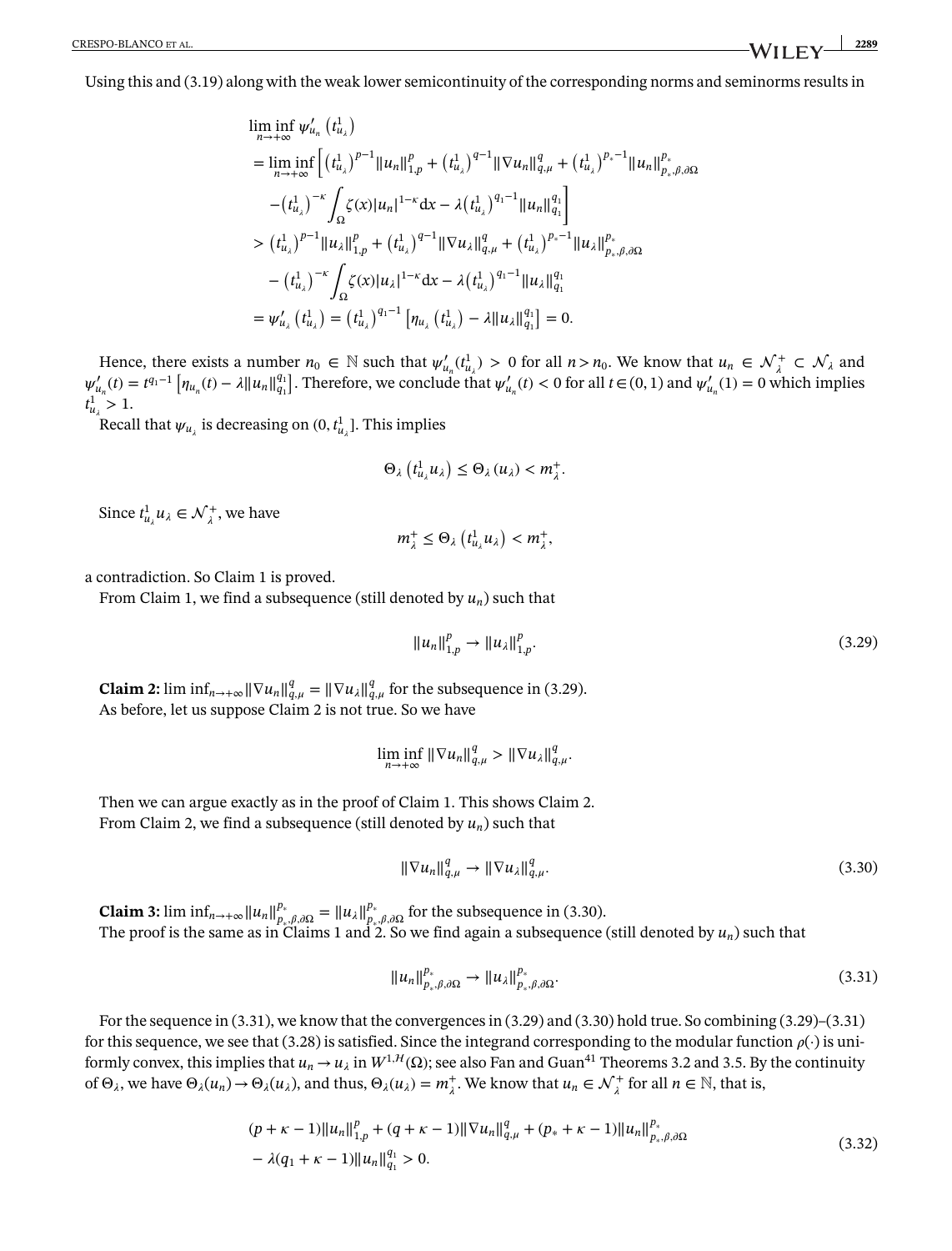Using this and (3.19) along with the weak lower semicontinuity of the corresponding norms and seminorms results in

$$
\begin{aligned}
&\liminf_{n\to+\infty} \psi'_{u_n}\left(t^1_{u_\lambda}\right) \\
&= \liminf_{n\to+\infty} \Big[ \left(t^1_{u_\lambda}\right)^{p-1} \|u_n\|^p_{1,p} + \left(t^1_{u_\lambda}\right)^{q-1} \|\nabla u_n\|^q_{q,\mu} + \left(t^1_{u_\lambda}\right)^{p_*-1} \|u_n\|^{p_*}_{p_*,\beta,\partial\Omega} \\
&\quad - \left(t^1_{u_\lambda}\right)^{-\kappa} \int_\Omega \zeta(x) |u_n|^{1-\kappa} \mathrm{d}x - \lambda \left(t^1_{u_\lambda}\right)^{q_1-1} \|u_n\|^{q_1}_{q_1} \Big] \\
&> \left(t^1_{u_\lambda}\right)^{p-1} \|u_\lambda\|^p_{1,p} + \left(t^1_{u_\lambda}\right)^{q-1} \|\nabla u_\lambda\|^q_{q,\mu} + \left(t^1_{u_\lambda}\right)^{p_*-1} \|u_\lambda\|^{p_*}_{p_*,\beta,\partial\Omega} \\
&\quad - \left(t^1_{u_\lambda}\right)^{-\kappa} \int_\Omega \zeta(x) |u_\lambda|^{1-\kappa} \mathrm{d}x - \lambda \left(t^1_{u_\lambda}\right)^{q_1-1} \|u_\lambda\|^{q_1}_{q_1} \\
&= \psi'_{u_\lambda}\left(t^1_{u_\lambda}\right) = \left(t^1_{u_\lambda}\right)^{q_1-1} \left[\eta_{u_\lambda}\left(t^1_{u_\lambda}\right) - \lambda \|u_\lambda\|^{q_1}_{q_1}\right] = 0.
\end{aligned}
$$

Hence, there exists a number $n_0 \in \mathbb{N}$ such that $\psi'_{u_n}(t^1_{u_\lambda}) > 0$ for all $n > n_0$. We know that $u_n \in \mathcal{N}^+_\lambda \subset \mathcal{N}_\lambda$ and $\psi'_{u_n}(t) = t^{q_1-1}\left[\eta_{u_n}(t) - \lambda \|u_n\|^{q_1}_{q_1}\right]$. Therefore, we conclude that $\psi'_{u_n}(t) < 0$ for all $t \in (0,1)$ and $\psi'_{u_n}(1) = 0$ which implies $t^1_{u_\lambda} > 1$.

Recall that $\psi_{u_\lambda}$ is decreasing on $(0, t^1_{u_\lambda}]$. This implies

$$
\Theta_\lambda\left(t^1_{u_\lambda} u_\lambda\right) \le \Theta_\lambda(u_\lambda) < m^+_\lambda.
$$

Since $t^1_{u_\lambda} u_\lambda \in \mathcal{N}^+_\lambda$, we have

$$
m^+_\lambda \le \Theta_\lambda\left(t^1_{u_\lambda} u_\lambda\right) < m^+_\lambda,
$$

a contradiction. So Claim 1 is proved.

From Claim 1, we find a subsequence (still denoted by $u_n$) such that

$$
\|u_n\|^p_{1,p} \to \|u_\lambda\|^p_{1,p}. \tag{3.29}
$$

**Claim 2:** $\liminf_{n\to+\infty} \|\nabla u_n\|^q_{q,\mu} = \|\nabla u_\lambda\|^q_{q,\mu}$ for the subsequence in (3.29).

As before, let us suppose Claim 2 is not true. So we have

$$
\liminf_{n\to+\infty} \|\nabla u_n\|^q_{q,\mu} > \|\nabla u_\lambda\|^q_{q,\mu}.
$$

Then we can argue exactly as in the proof of Claim 1. This shows Claim 2.

From Claim 2, we find a subsequence (still denoted by $u_n$) such that

$$
\|\nabla u_n\|^q_{q,\mu} \to \|\nabla u_\lambda\|^q_{q,\mu}. \tag{3.30}
$$

**Claim 3:** $\liminf_{n\to+\infty} \|u_n\|^{p_*}_{p_*,\beta,\partial\Omega} = \|u_\lambda\|^{p_*}_{p_*,\beta,\partial\Omega}$ for the subsequence in (3.30).

The proof is the same as in Claims 1 and 2. So we find again a subsequence (still denoted by $u_n$) such that

$$
\|u_n\|^{p_*}_{p_*,\beta,\partial\Omega} \to \|u_\lambda\|^{p_*}_{p_*,\beta,\partial\Omega}. \tag{3.31}
$$

For the sequence in (3.31), we know that the convergences in (3.29) and (3.30) hold true. So combining (3.29)–(3.31) for this sequence, we see that (3.28) is satisfied. Since the integrand corresponding to the modular function $\rho(\cdot)$ is uniformly convex, this implies that $u_n \to u_\lambda$ in $W^{1,\mathcal{H}}(\Omega)$; see also Fan and Guan[41] Theorems 3.2 and 3.5. By the continuity of $\Theta_\lambda$, we have $\Theta_\lambda(u_n) \to \Theta_\lambda(u_\lambda)$, and thus, $\Theta_\lambda(u_\lambda) = m^+_\lambda$. We know that $u_n \in \mathcal{N}^+_\lambda$ for all $n \in \mathbb{N}$, that is,

$$
\begin{aligned}
&(p + \kappa - 1)\|u_n\|^p_{1,p} + (q + \kappa - 1)\|\nabla u_n\|^q_{q,\mu} + (p_* + \kappa - 1)\|u_n\|^{p_*}_{p_*,\beta,\partial\Omega} \\
&- \lambda(q_1 + \kappa - 1)\|u_n\|^{q_1}_{q_1} > 0.
\end{aligned} \tag{3.32}
$$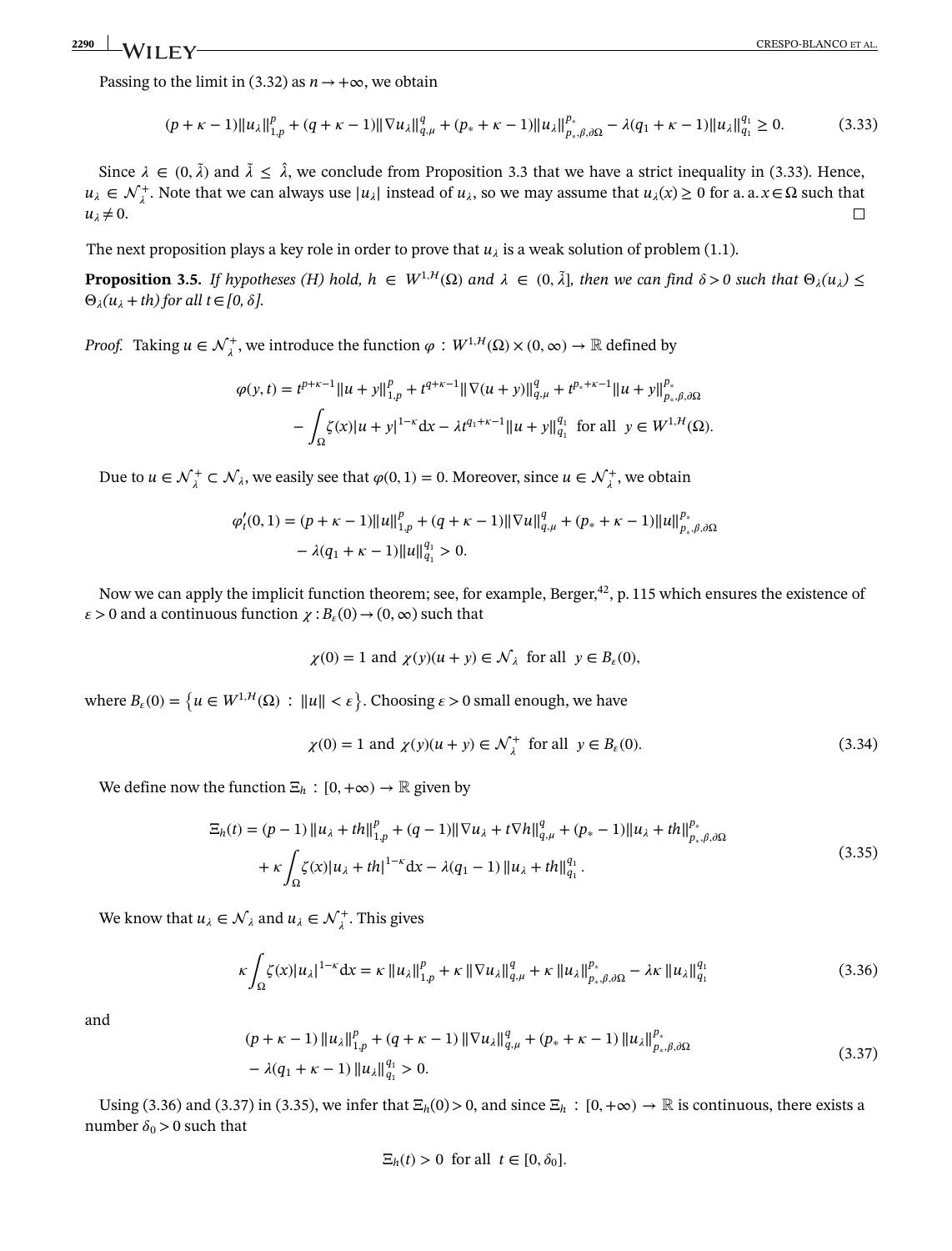Passing to the limit in (3.32) as $n \to +\infty$, we obtain

$$(p+\kappa-1)\|u_\lambda\|_{1,p}^p + (q+\kappa-1)\|\nabla u_\lambda\|_{q,\mu}^q + (p_*+\kappa-1)\|u_\lambda\|_{p_*,\beta,\partial\Omega}^{p_*} - \lambda(q_1+\kappa-1)\|u_\lambda\|_{q_1}^{q_1} \geq 0. \tag{3.33}$$

Since $\lambda \in (0,\tilde{\lambda})$ and $\tilde{\lambda} \leq \hat{\lambda}$, we conclude from Proposition 3.3 that we have a strict inequality in (3.33). Hence, $u_\lambda \in \mathcal{N}_\lambda^+$. Note that we can always use $|u_\lambda|$ instead of $u_\lambda$, so we may assume that $u_\lambda(x) \geq 0$ for a. a. $x \in \Omega$ such that $u_\lambda \neq 0$. □

The next proposition plays a key role in order to prove that $u_\lambda$ is a weak solution of problem (1.1).

**Proposition 3.5.** *If hypotheses (H) hold, $h \in W^{1,\mathcal{H}}(\Omega)$ and $\lambda \in (0,\tilde{\lambda}]$, then we can find $\delta > 0$ such that $\Theta_\lambda(u_\lambda) \leq \Theta_\lambda(u_\lambda + th)$ for all $t \in [0,\delta]$.*

*Proof.* Taking $u \in \mathcal{N}_\lambda^+$, we introduce the function $\varphi : W^{1,\mathcal{H}}(\Omega) \times (0,\infty) \to \mathbb{R}$ defined by

$$\begin{aligned}\varphi(y,t) &= t^{p+\kappa-1}\|u+y\|_{1,p}^p + t^{q+\kappa-1}\|\nabla(u+y)\|_{q,\mu}^q + t^{p_*+\kappa-1}\|u+y\|_{p_*,\beta,\partial\Omega}^{p_*} \\ &\quad - \int_\Omega \zeta(x)|u+y|^{1-\kappa}\,dx - \lambda t^{q_1+\kappa-1}\|u+y\|_{q_1}^{q_1} \quad \text{for all } y \in W^{1,\mathcal{H}}(\Omega).\end{aligned}$$

Due to $u \in \mathcal{N}_\lambda^+ \subset \mathcal{N}_\lambda$, we easily see that $\varphi(0,1) = 0$. Moreover, since $u \in \mathcal{N}_\lambda^+$, we obtain

$$\begin{aligned}\varphi_t'(0,1) &= (p+\kappa-1)\|u\|_{1,p}^p + (q+\kappa-1)\|\nabla u\|_{q,\mu}^q + (p_*+\kappa-1)\|u\|_{p_*,\beta,\partial\Omega}^{p_*} \\ &\quad - \lambda(q_1+\kappa-1)\|u\|_{q_1}^{q_1} > 0.\end{aligned}$$

Now we can apply the implicit function theorem; see, for example, Berger,[42], p. 115 which ensures the existence of $\varepsilon > 0$ and a continuous function $\chi : B_\varepsilon(0) \to (0,\infty)$ such that

$$\chi(0) = 1 \text{ and } \chi(y)(u+y) \in \mathcal{N}_\lambda \quad \text{for all } y \in B_\varepsilon(0),$$

where $B_\varepsilon(0) = \{u \in W^{1,\mathcal{H}}(\Omega) : \|u\| < \varepsilon\}$. Choosing $\varepsilon > 0$ small enough, we have

$$\chi(0) = 1 \text{ and } \chi(y)(u+y) \in \mathcal{N}_\lambda^+ \quad \text{for all } y \in B_\varepsilon(0). \tag{3.34}$$

We define now the function $\Xi_h : [0,+\infty) \to \mathbb{R}$ given by

$$\begin{aligned}\Xi_h(t) &= (p-1)\|u_\lambda + th\|_{1,p}^p + (q-1)\|\nabla u_\lambda + t\nabla h\|_{q,\mu}^q + (p_*-1)\|u_\lambda + th\|_{p_*,\beta,\partial\Omega}^{p_*} \\ &\quad + \kappa\int_\Omega \zeta(x)|u_\lambda + th|^{1-\kappa}\,dx - \lambda(q_1-1)\|u_\lambda + th\|_{q_1}^{q_1}.\end{aligned} \tag{3.35}$$

We know that $u_\lambda \in \mathcal{N}_\lambda$ and $u_\lambda \in \mathcal{N}_\lambda^+$. This gives

$$\kappa\int_\Omega \zeta(x)|u_\lambda|^{1-\kappa}\,dx = \kappa\|u_\lambda\|_{1,p}^p + \kappa\|\nabla u_\lambda\|_{q,\mu}^q + \kappa\|u_\lambda\|_{p_*,\beta,\partial\Omega}^{p_*} - \lambda\kappa\|u_\lambda\|_{q_1}^{q_1} \tag{3.36}$$

and

$$\begin{aligned}&(p+\kappa-1)\|u_\lambda\|_{1,p}^p + (q+\kappa-1)\|\nabla u_\lambda\|_{q,\mu}^q + (p_*+\kappa-1)\|u_\lambda\|_{p_*,\beta,\partial\Omega}^{p_*} \\ &- \lambda(q_1+\kappa-1)\|u_\lambda\|_{q_1}^{q_1} > 0.\end{aligned} \tag{3.37}$$

Using (3.36) and (3.37) in (3.35), we infer that $\Xi_h(0) > 0$, and since $\Xi_h : [0,+\infty) \to \mathbb{R}$ is continuous, there exists a number $\delta_0 > 0$ such that

$$\Xi_h(t) > 0 \quad \text{for all } t \in [0,\delta_0].$$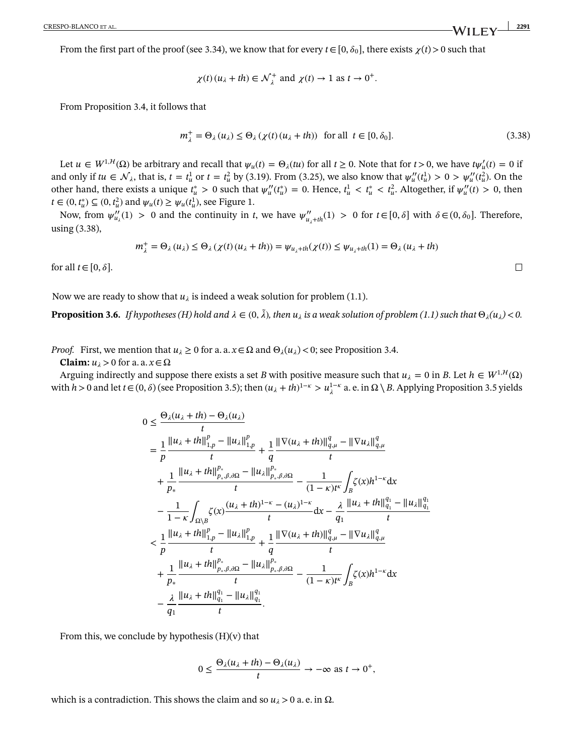From the first part of the proof (see 3.34), we know that for every $t \in [0, \delta_0]$, there exists $\chi(t) > 0$ such that

$$\chi(t)(u_\lambda + th) \in \mathcal{N}_\lambda^+ \text{ and } \chi(t) \to 1 \text{ as } t \to 0^+.$$

From Proposition 3.4, it follows that

$$m_\lambda^+ = \Theta_\lambda(u_\lambda) \leq \Theta_\lambda(\chi(t)(u_\lambda + th)) \quad \text{for all } t \in [0, \delta_0]. \tag{3.38}$$

Let $u \in W^{1,\mathcal{H}}(\Omega)$ be arbitrary and recall that $\psi_u(t) = \Theta_\lambda(tu)$ for all $t \geq 0$. Note that for $t > 0$, we have $t\psi_u'(t) = 0$ if and only if $tu \in \mathcal{N}_\lambda$, that is, $t = t_u^1$ or $t = t_u^2$ by (3.19). From (3.25), we also know that $\psi_u''(t_u^1) > 0 > \psi_u''(t_u^2)$. On the other hand, there exists a unique $t_u^* > 0$ such that $\psi_u''(t_u^*) = 0$. Hence, $t_u^1 < t_u^* < t_u^2$. Altogether, if $\psi_u''(t) > 0$, then $t \in (0, t_u^*) \subseteq (0, t_u^2)$ and $\psi_u(t) \geq \psi_u(t_u^1)$, see Figure 1.

Now, from $\psi_{u_\lambda}''(1) > 0$ and the continuity in $t$, we have $\psi_{u_\lambda + th}''(1) > 0$ for $t \in [0, \delta]$ with $\delta \in (0, \delta_0]$. Therefore, using (3.38),

$$m_\lambda^+ = \Theta_\lambda(u_\lambda) \leq \Theta_\lambda(\chi(t)(u_\lambda + th)) = \psi_{u_\lambda + th}(\chi(t)) \leq \psi_{u_\lambda + th}(1) = \Theta_\lambda(u_\lambda + th)$$

for all $t \in [0, \delta]$. □

Now we are ready to show that $u_\lambda$ is indeed a weak solution for problem (1.1).

**Proposition 3.6.** *If hypotheses (H) hold and $\lambda \in (0, \tilde{\lambda})$, then $u_\lambda$ is a weak solution of problem (1.1) such that $\Theta_\lambda(u_\lambda) < 0$.*

*Proof.* First, we mention that $u_\lambda \geq 0$ for a. a. $x \in \Omega$ and $\Theta_\lambda(u_\lambda) < 0$; see Proposition 3.4.

**Claim:** $u_\lambda > 0$ for a. a. $x \in \Omega$

Arguing indirectly and suppose there exists a set $B$ with positive measure such that $u_\lambda = 0$ in $B$. Let $h \in W^{1,\mathcal{H}}(\Omega)$ with $h > 0$ and let $t \in (0, \delta)$ (see Proposition 3.5); then $(u_\lambda + th)^{1-\kappa} > u_\lambda^{1-\kappa}$ a. e. in $\Omega \setminus B$. Applying Proposition 3.5 yields

$$\begin{aligned}
0 &\leq \frac{\Theta_\lambda(u_\lambda + th) - \Theta_\lambda(u_\lambda)}{t} \\
&= \frac{1}{p} \frac{\|u_\lambda + th\|_{1,p}^p - \|u_\lambda\|_{1,p}^p}{t} + \frac{1}{q} \frac{\|\nabla(u_\lambda + th)\|_{q,\mu}^q - \|\nabla u_\lambda\|_{q,\mu}^q}{t} \\
&\quad + \frac{1}{p_*} \frac{\|u_\lambda + th\|_{p_*,\beta,\partial\Omega}^{p_*} - \|u_\lambda\|_{p_*,\beta,\partial\Omega}^{p_*}}{t} - \frac{1}{(1-\kappa)t^\kappa} \int_B \zeta(x) h^{1-\kappa} \mathrm{d}x \\
&\quad - \frac{1}{1-\kappa} \int_{\Omega \setminus B} \zeta(x) \frac{(u_\lambda + th)^{1-\kappa} - (u_\lambda)^{1-\kappa}}{t} \mathrm{d}x - \frac{\lambda}{q_1} \frac{\|u_\lambda + th\|_{q_1}^{q_1} - \|u_\lambda\|_{q_1}^{q_1}}{t} \\
&< \frac{1}{p} \frac{\|u_\lambda + th\|_{1,p}^p - \|u_\lambda\|_{1,p}^p}{t} + \frac{1}{q} \frac{\|\nabla(u_\lambda + th)\|_{q,\mu}^q - \|\nabla u_\lambda\|_{q,\mu}^q}{t} \\
&\quad + \frac{1}{p_*} \frac{\|u_\lambda + th\|_{p_*,\beta,\partial\Omega}^{p_*} - \|u_\lambda\|_{p_*,\beta,\partial\Omega}^{p_*}}{t} - \frac{1}{(1-\kappa)t^\kappa} \int_B \zeta(x) h^{1-\kappa} \mathrm{d}x \\
&\quad - \frac{\lambda}{q_1} \frac{\|u_\lambda + th\|_{q_1}^{q_1} - \|u_\lambda\|_{q_1}^{q_1}}{t}.
\end{aligned}$$

From this, we conclude by hypothesis (H)(v) that

$$0 \leq \frac{\Theta_\lambda(u_\lambda + th) - \Theta_\lambda(u_\lambda)}{t} \to -\infty \text{ as } t \to 0^+,$$

which is a contradiction. This shows the claim and so $u_\lambda > 0$ a. e. in $\Omega$.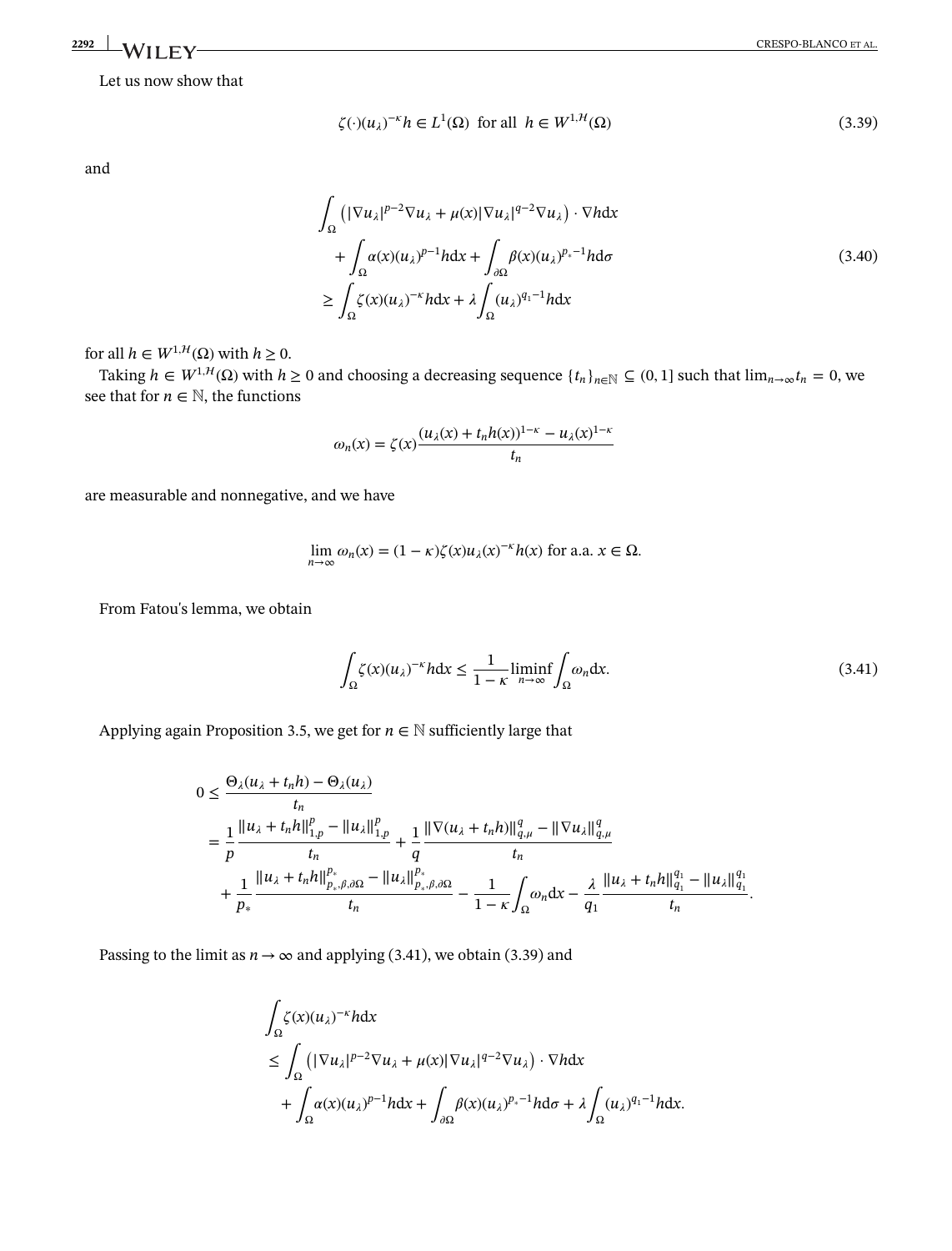Let us now show that

$$\zeta(\cdot)(u_\lambda)^{-\kappa} h \in L^1(\Omega) \ \text{ for all } \ h \in W^{1,\mathcal{H}}(\Omega) \tag{3.39}$$

and

$$\begin{aligned}
&\int_\Omega \left(|\nabla u_\lambda|^{p-2}\nabla u_\lambda + \mu(x)|\nabla u_\lambda|^{q-2}\nabla u_\lambda\right) \cdot \nabla h \mathrm{d}x \\
&\quad + \int_\Omega \alpha(x)(u_\lambda)^{p-1} h \mathrm{d}x + \int_{\partial\Omega} \beta(x)(u_\lambda)^{p_*-1} h \mathrm{d}\sigma \\
&\geq \int_\Omega \zeta(x)(u_\lambda)^{-\kappa} h \mathrm{d}x + \lambda \int_\Omega (u_\lambda)^{q_1-1} h \mathrm{d}x
\end{aligned} \tag{3.40}$$

for all $h \in W^{1,\mathcal{H}}(\Omega)$ with $h \geq 0$.

Taking $h \in W^{1,\mathcal{H}}(\Omega)$ with $h \geq 0$ and choosing a decreasing sequence $\{t_n\}_{n\in\mathbb{N}} \subseteq (0,1]$ such that $\lim_{n\to\infty} t_n = 0$, we see that for $n \in \mathbb{N}$, the functions

$$\omega_n(x) = \zeta(x)\frac{(u_\lambda(x) + t_n h(x))^{1-\kappa} - u_\lambda(x)^{1-\kappa}}{t_n}$$

are measurable and nonnegative, and we have

$$\lim_{n\to\infty} \omega_n(x) = (1-\kappa)\zeta(x)u_\lambda(x)^{-\kappa}h(x) \text{ for a.a. } x \in \Omega.$$

From Fatou's lemma, we obtain

$$\int_\Omega \zeta(x)(u_\lambda)^{-\kappa} h \mathrm{d}x \leq \frac{1}{1-\kappa} \liminf_{n\to\infty} \int_\Omega \omega_n \mathrm{d}x. \tag{3.41}$$

Applying again Proposition 3.5, we get for $n \in \mathbb{N}$ sufficiently large that

$$\begin{aligned}
0 &\leq \frac{\Theta_\lambda(u_\lambda + t_n h) - \Theta_\lambda(u_\lambda)}{t_n} \\
&= \frac{1}{p}\frac{\|u_\lambda + t_n h\|_{1,p}^p - \|u_\lambda\|_{1,p}^p}{t_n} + \frac{1}{q}\frac{\|\nabla(u_\lambda + t_n h)\|_{q,\mu}^q - \|\nabla u_\lambda\|_{q,\mu}^q}{t_n} \\
&\quad + \frac{1}{p_*}\frac{\|u_\lambda + t_n h\|_{p_*,\beta,\partial\Omega}^{p_*} - \|u_\lambda\|_{p_*,\beta,\partial\Omega}^{p_*}}{t_n} - \frac{1}{1-\kappa}\int_\Omega \omega_n \mathrm{d}x - \frac{\lambda}{q_1}\frac{\|u_\lambda + t_n h\|_{q_1}^{q_1} - \|u_\lambda\|_{q_1}^{q_1}}{t_n}.
\end{aligned}$$

Passing to the limit as $n \to \infty$ and applying (3.41), we obtain (3.39) and

$$\begin{aligned}
&\int_\Omega \zeta(x)(u_\lambda)^{-\kappa} h \mathrm{d}x \\
&\leq \int_\Omega \left(|\nabla u_\lambda|^{p-2}\nabla u_\lambda + \mu(x)|\nabla u_\lambda|^{q-2}\nabla u_\lambda\right) \cdot \nabla h \mathrm{d}x \\
&\quad + \int_\Omega \alpha(x)(u_\lambda)^{p-1} h \mathrm{d}x + \int_{\partial\Omega} \beta(x)(u_\lambda)^{p_*-1} h \mathrm{d}\sigma + \lambda \int_\Omega (u_\lambda)^{q_1-1} h \mathrm{d}x.
\end{aligned}$$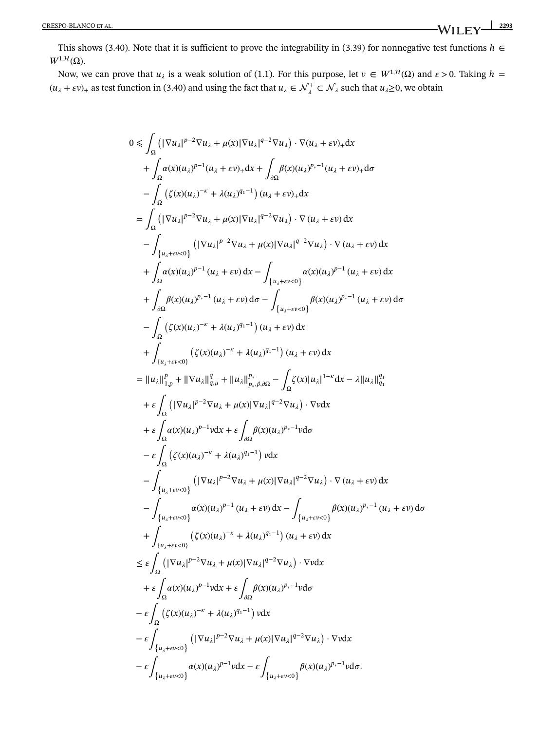This shows (3.40). Note that it is sufficient to prove the integrability in (3.39) for nonnegative test functions $h \in W^{1,\mathcal{H}}(\Omega)$.

Now, we can prove that $u_\lambda$ is a weak solution of (1.1). For this purpose, let $v \in W^{1,\mathcal{H}}(\Omega)$ and $\varepsilon > 0$. Taking $h = (u_\lambda + \varepsilon v)_+$ as test function in (3.40) and using the fact that $u_\lambda \in \mathcal{N}_\lambda^+ \subset \mathcal{N}_\lambda$ such that $u_\lambda \geq 0$, we obtain

$$
\begin{aligned}
0 \leqslant & \int_\Omega \left(|\nabla u_\lambda|^{p-2}\nabla u_\lambda + \mu(x)|\nabla u_\lambda|^{q-2}\nabla u_\lambda\right) \cdot \nabla(u_\lambda + \varepsilon v)_+ \mathrm{d}x \\
& + \int_\Omega \alpha(x)(u_\lambda)^{p-1}(u_\lambda + \varepsilon v)_+ \mathrm{d}x + \int_{\partial\Omega} \beta(x)(u_\lambda)^{p_*-1}(u_\lambda + \varepsilon v)_+ \mathrm{d}\sigma \\
& - \int_\Omega \left(\zeta(x)(u_\lambda)^{-\kappa} + \lambda(u_\lambda)^{q_1-1}\right)(u_\lambda + \varepsilon v)_+ \mathrm{d}x \\
= & \int_\Omega \left(|\nabla u_\lambda|^{p-2}\nabla u_\lambda + \mu(x)|\nabla u_\lambda|^{q-2}\nabla u_\lambda\right) \cdot \nabla(u_\lambda + \varepsilon v)\, \mathrm{d}x \\
& - \int_{\{u_\lambda + \varepsilon v < 0\}} \left(|\nabla u_\lambda|^{p-2}\nabla u_\lambda + \mu(x)|\nabla u_\lambda|^{q-2}\nabla u_\lambda\right) \cdot \nabla(u_\lambda + \varepsilon v)\, \mathrm{d}x \\
& + \int_\Omega \alpha(x)(u_\lambda)^{p-1}(u_\lambda + \varepsilon v)\, \mathrm{d}x - \int_{\{u_\lambda + \varepsilon v < 0\}} \alpha(x)(u_\lambda)^{p-1}(u_\lambda + \varepsilon v)\, \mathrm{d}x \\
& + \int_{\partial\Omega} \beta(x)(u_\lambda)^{p_*-1}(u_\lambda + \varepsilon v)\, \mathrm{d}\sigma - \int_{\{u_\lambda + \varepsilon v < 0\}} \beta(x)(u_\lambda)^{p_*-1}(u_\lambda + \varepsilon v)\, \mathrm{d}\sigma \\
& - \int_\Omega \left(\zeta(x)(u_\lambda)^{-\kappa} + \lambda(u_\lambda)^{q_1-1}\right)(u_\lambda + \varepsilon v)\, \mathrm{d}x \\
& + \int_{\{u_\lambda + \varepsilon v < 0\}} \left(\zeta(x)(u_\lambda)^{-\kappa} + \lambda(u_\lambda)^{q_1-1}\right)(u_\lambda + \varepsilon v)\, \mathrm{d}x \\
= & \|u_\lambda\|_{1,p}^p + \|\nabla u_\lambda\|_{q,\mu}^q + \|u_\lambda\|_{p_*,\beta,\partial\Omega}^{p_*} - \int_\Omega \zeta(x)|u_\lambda|^{1-\kappa}\mathrm{d}x - \lambda\|u_\lambda\|_{q_1}^{q_1} \\
& + \varepsilon \int_\Omega \left(|\nabla u_\lambda|^{p-2}\nabla u_\lambda + \mu(x)|\nabla u_\lambda|^{q-2}\nabla u_\lambda\right) \cdot \nabla v \mathrm{d}x \\
& + \varepsilon \int_\Omega \alpha(x)(u_\lambda)^{p-1} v \mathrm{d}x + \varepsilon \int_{\partial\Omega} \beta(x)(u_\lambda)^{p_*-1} v \mathrm{d}\sigma \\
& - \varepsilon \int_\Omega \left(\zeta(x)(u_\lambda)^{-\kappa} + \lambda(u_\lambda)^{q_1-1}\right) v \mathrm{d}x \\
& - \int_{\{u_\lambda + \varepsilon v < 0\}} \left(|\nabla u_\lambda|^{p-2}\nabla u_\lambda + \mu(x)|\nabla u_\lambda|^{q-2}\nabla u_\lambda\right) \cdot \nabla(u_\lambda + \varepsilon v)\, \mathrm{d}x \\
& - \int_{\{u_\lambda + \varepsilon v < 0\}} \alpha(x)(u_\lambda)^{p-1}(u_\lambda + \varepsilon v)\, \mathrm{d}x - \int_{\{u_\lambda + \varepsilon v < 0\}} \beta(x)(u_\lambda)^{p_*-1}(u_\lambda + \varepsilon v)\, \mathrm{d}\sigma \\
& + \int_{\{u_\lambda + \varepsilon v < 0\}} \left(\zeta(x)(u_\lambda)^{-\kappa} + \lambda(u_\lambda)^{q_1-1}\right)(u_\lambda + \varepsilon v)\, \mathrm{d}x \\
\leq & \, \varepsilon \int_\Omega \left(|\nabla u_\lambda|^{p-2}\nabla u_\lambda + \mu(x)|\nabla u_\lambda|^{q-2}\nabla u_\lambda\right) \cdot \nabla v \mathrm{d}x \\
& + \varepsilon \int_\Omega \alpha(x)(u_\lambda)^{p-1} v \mathrm{d}x + \varepsilon \int_{\partial\Omega} \beta(x)(u_\lambda)^{p_*-1} v \mathrm{d}\sigma \\
& - \varepsilon \int_\Omega \left(\zeta(x)(u_\lambda)^{-\kappa} + \lambda(u_\lambda)^{q_1-1}\right) v \mathrm{d}x \\
& - \varepsilon \int_{\{u_\lambda + \varepsilon v < 0\}} \left(|\nabla u_\lambda|^{p-2}\nabla u_\lambda + \mu(x)|\nabla u_\lambda|^{q-2}\nabla u_\lambda\right) \cdot \nabla v \mathrm{d}x \\
& - \varepsilon \int_{\{u_\lambda + \varepsilon v < 0\}} \alpha(x)(u_\lambda)^{p-1} v \mathrm{d}x - \varepsilon \int_{\{u_\lambda + \varepsilon v < 0\}} \beta(x)(u_\lambda)^{p_*-1} v \mathrm{d}\sigma.
\end{aligned}
$$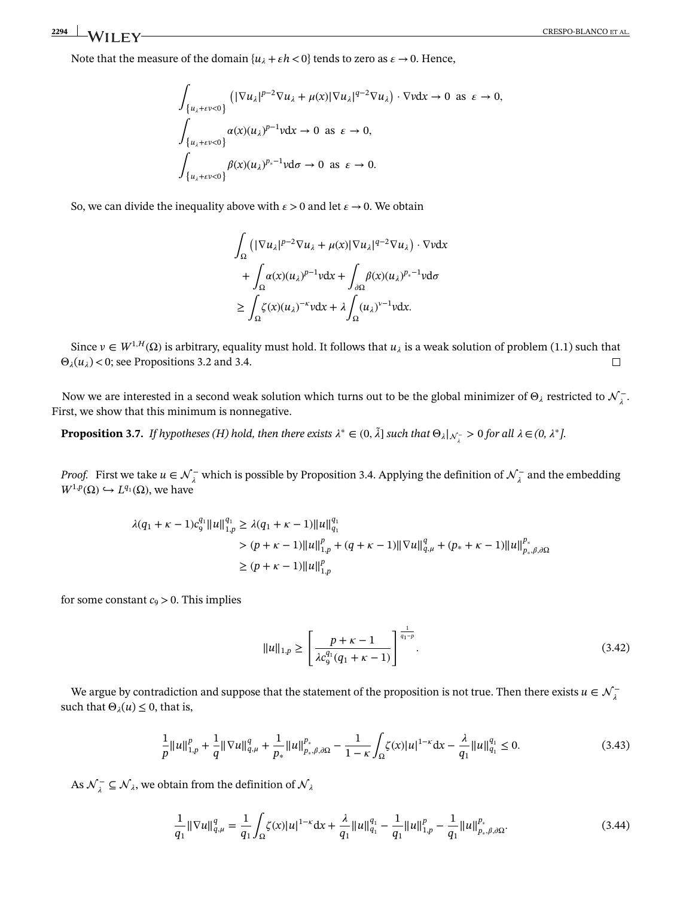Note that the measure of the domain $\{u_\lambda + \varepsilon h < 0\}$ tends to zero as $\varepsilon \to 0$. Hence,

$$\int_{\{u_\lambda+\varepsilon v<0\}} \left(|\nabla u_\lambda|^{p-2}\nabla u_\lambda + \mu(x)|\nabla u_\lambda|^{q-2}\nabla u_\lambda\right)\cdot \nabla v \mathrm{d}x \to 0 \ \text{ as } \ \varepsilon \to 0,$$

$$\int_{\{u_\lambda+\varepsilon v<0\}} \alpha(x)(u_\lambda)^{p-1} v \mathrm{d}x \to 0 \ \text{ as } \ \varepsilon \to 0,$$

$$\int_{\{u_\lambda+\varepsilon v<0\}} \beta(x)(u_\lambda)^{p_*-1} v \mathrm{d}\sigma \to 0 \ \text{ as } \ \varepsilon \to 0.$$

So, we can divide the inequality above with $\varepsilon > 0$ and let $\varepsilon \to 0$. We obtain

$$\begin{aligned}
&\int_\Omega \left(|\nabla u_\lambda|^{p-2}\nabla u_\lambda + \mu(x)|\nabla u_\lambda|^{q-2}\nabla u_\lambda\right)\cdot \nabla v \mathrm{d}x \\
&\quad + \int_\Omega \alpha(x)(u_\lambda)^{p-1} v \mathrm{d}x + \int_{\partial\Omega} \beta(x)(u_\lambda)^{p_*-1} v \mathrm{d}\sigma \\
&\geq \int_\Omega \zeta(x)(u_\lambda)^{-\kappa} v \mathrm{d}x + \lambda \int_\Omega (u_\lambda)^{\nu-1} v \mathrm{d}x.
\end{aligned}$$

Since $v \in W^{1,\mathcal{H}}(\Omega)$ is arbitrary, equality must hold. It follows that $u_\lambda$ is a weak solution of problem (1.1) such that $\Theta_\lambda(u_\lambda) < 0$; see Propositions 3.2 and 3.4. ☐

Now we are interested in a second weak solution which turns out to be the global minimizer of $\Theta_\lambda$ restricted to $\mathcal{N}_\lambda^-$. First, we show that this minimum is nonnegative.

**Proposition 3.7.** *If hypotheses (H) hold, then there exists $\lambda^* \in (0, \tilde{\lambda}]$ such that $\Theta_\lambda|_{\mathcal{N}_\lambda^-} > 0$ for all $\lambda \in (0, \lambda^*]$.*

*Proof.* First we take $u \in \mathcal{N}_\lambda^-$ which is possible by Proposition 3.4. Applying the definition of $\mathcal{N}_\lambda^-$ and the embedding $W^{1,p}(\Omega) \hookrightarrow L^{q_1}(\Omega)$, we have

$$\begin{aligned}
\lambda(q_1+\kappa-1)c_9^{q_1}\|u\|_{1,p}^{q_1} &\geq \lambda(q_1+\kappa-1)\|u\|_{q_1}^{q_1} \\
&> (p+\kappa-1)\|u\|_{1,p}^p + (q+\kappa-1)\|\nabla u\|_{q,\mu}^q + (p_*+\kappa-1)\|u\|_{p_*,\beta,\partial\Omega}^{p_*} \\
&\geq (p+\kappa-1)\|u\|_{1,p}^p
\end{aligned}$$

for some constant $c_9 > 0$. This implies

$$\|u\|_{1,p} \geq \left[\frac{p+\kappa-1}{\lambda c_9^{q_1}(q_1+\kappa-1)}\right]^{\frac{1}{q_1-p}}. \tag{3.42}$$

We argue by contradiction and suppose that the statement of the proposition is not true. Then there exists $u \in \mathcal{N}_\lambda^-$ such that $\Theta_\lambda(u) \leq 0$, that is,

$$\frac{1}{p}\|u\|_{1,p}^p + \frac{1}{q}\|\nabla u\|_{q,\mu}^q + \frac{1}{p_*}\|u\|_{p_*,\beta,\partial\Omega}^{p_*} - \frac{1}{1-\kappa}\int_\Omega \zeta(x)|u|^{1-\kappa}\mathrm{d}x - \frac{\lambda}{q_1}\|u\|_{q_1}^{q_1} \leq 0. \tag{3.43}$$

As $\mathcal{N}_\lambda^- \subseteq \mathcal{N}_\lambda$, we obtain from the definition of $\mathcal{N}_\lambda$

$$\frac{1}{q_1}\|\nabla u\|_{q,\mu}^q = \frac{1}{q_1}\int_\Omega \zeta(x)|u|^{1-\kappa}\mathrm{d}x + \frac{\lambda}{q_1}\|u\|_{q_1}^{q_1} - \frac{1}{q_1}\|u\|_{1,p}^p - \frac{1}{q_1}\|u\|_{p_*,\beta,\partial\Omega}^{p_*}. \tag{3.44}$$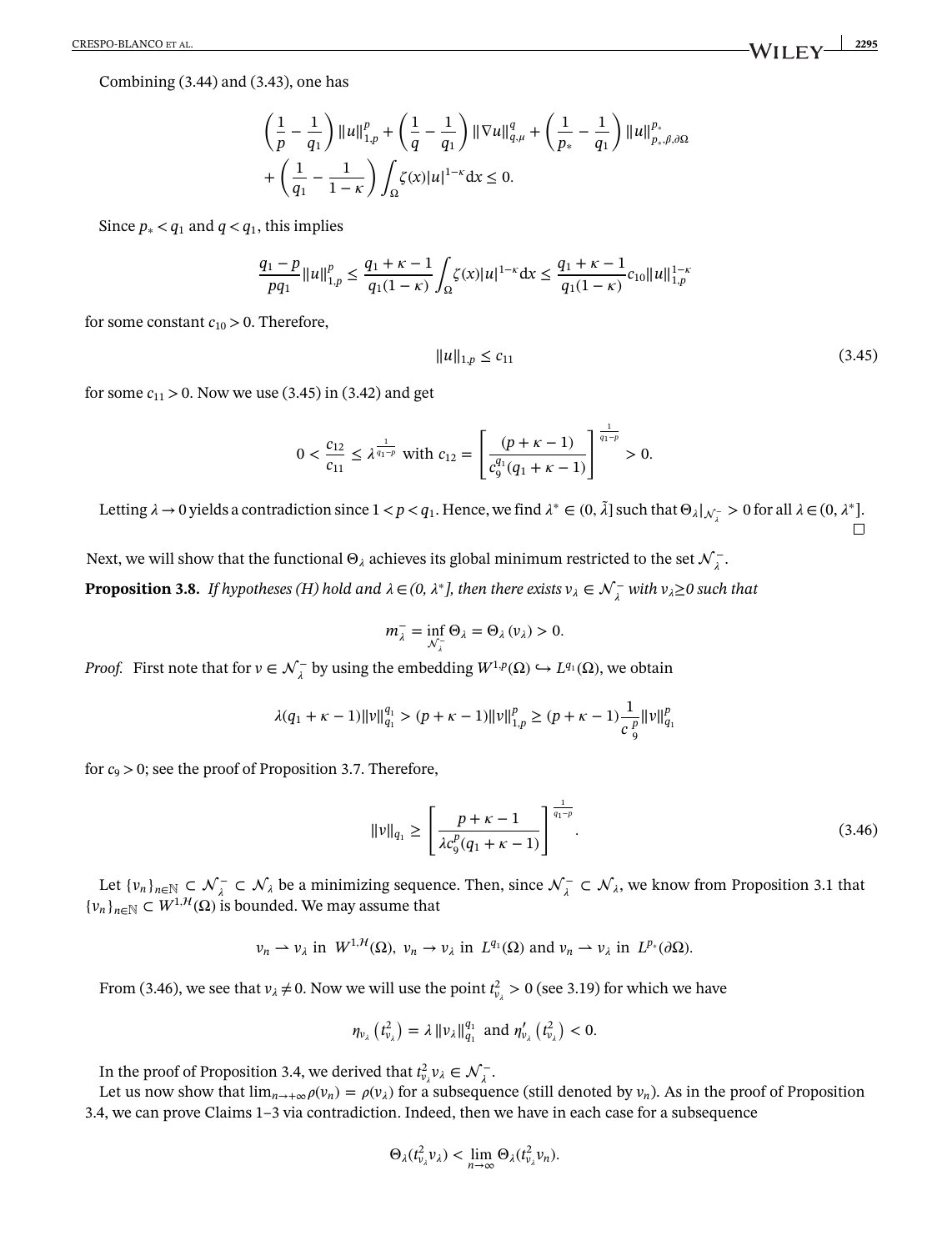Combining (3.44) and (3.43), one has

$$\left(\frac{1}{p}-\frac{1}{q_1}\right)\|u\|_{1,p}^p+\left(\frac{1}{q}-\frac{1}{q_1}\right)\|\nabla u\|_{q,\mu}^q+\left(\frac{1}{p_*}-\frac{1}{q_1}\right)\|u\|_{p_*,\beta,\partial\Omega}^{p_*}$$
$$+\left(\frac{1}{q_1}-\frac{1}{1-\kappa}\right)\int_\Omega \zeta(x)|u|^{1-\kappa}\mathrm{d}x\le 0.$$

Since $p_*<q_1$ and $q<q_1$, this implies

$$\frac{q_1-p}{pq_1}\|u\|_{1,p}^p\le\frac{q_1+\kappa-1}{q_1(1-\kappa)}\int_\Omega\zeta(x)|u|^{1-\kappa}\mathrm{d}x\le\frac{q_1+\kappa-1}{q_1(1-\kappa)}c_{10}\|u\|_{1,p}^{1-\kappa}$$

for some constant $c_{10}>0$. Therefore,

$$\|u\|_{1,p}\le c_{11} \tag{3.45}$$

for some $c_{11}>0$. Now we use (3.45) in (3.42) and get

$$0<\frac{c_{12}}{c_{11}}\le\lambda^{\frac{1}{q_1-p}}\text{ with }c_{12}=\left[\frac{(p+\kappa-1)}{c_9^{q_1}(q_1+\kappa-1)}\right]^{\frac{1}{q_1-p}}>0.$$

Letting $\lambda\to 0$ yields a contradiction since $1<p<q_1$. Hence, we find $\lambda^*\in(0,\tilde{\lambda}]$ such that $\Theta_\lambda|_{\mathcal{N}_\lambda^-}>0$ for all $\lambda\in(0,\lambda^*]$. □

Next, we will show that the functional $\Theta_\lambda$ achieves its global minimum restricted to the set $\mathcal{N}_\lambda^-$.

**Proposition 3.8.** *If hypotheses (H) hold and $\lambda\in(0,\lambda^*]$, then there exists $v_\lambda\in\mathcal{N}_\lambda^-$ with $v_\lambda\geq 0$ such that*

$$m_\lambda^-=\inf_{\mathcal{N}_\lambda^-}\Theta_\lambda=\Theta_\lambda(v_\lambda)>0.$$

*Proof.* First note that for $v\in\mathcal{N}_\lambda^-$ by using the embedding $W^{1,p}(\Omega)\hookrightarrow L^{q_1}(\Omega)$, we obtain

$$\lambda(q_1+\kappa-1)\|v\|_{q_1}^{q_1}>(p+\kappa-1)\|v\|_{1,p}^p\ge(p+\kappa-1)\frac{1}{c_9^p}\|v\|_{q_1}^p$$

for $c_9>0$; see the proof of Proposition 3.7. Therefore,

$$\|v\|_{q_1}\ge\left[\frac{p+\kappa-1}{\lambda c_9^p(q_1+\kappa-1)}\right]^{\frac{1}{q_1-p}}. \tag{3.46}$$

Let $\{v_n\}_{n\in\mathbb{N}}\subset\mathcal{N}_\lambda^-\subset\mathcal{N}_\lambda$ be a minimizing sequence. Then, since $\mathcal{N}_\lambda^-\subset\mathcal{N}_\lambda$, we know from Proposition 3.1 that $\{v_n\}_{n\in\mathbb{N}}\subset W^{1,\mathcal{H}}(\Omega)$ is bounded. We may assume that

$$v_n\rightharpoonup v_\lambda\text{ in }W^{1,\mathcal{H}}(\Omega),\ v_n\to v_\lambda\text{ in }L^{q_1}(\Omega)\text{ and }v_n\rightharpoonup v_\lambda\text{ in }L^{p_*}(\partial\Omega).$$

From (3.46), we see that $v_\lambda\neq 0$. Now we will use the point $t_{v_\lambda}^2>0$ (see 3.19) for which we have

$$\eta_{v_\lambda}\left(t_{v_\lambda}^2\right)=\lambda\|v_\lambda\|_{q_1}^{q_1}\text{ and }\eta_{v_\lambda}'\left(t_{v_\lambda}^2\right)<0.$$

In the proof of Proposition 3.4, we derived that $t_{v_\lambda}^2 v_\lambda\in\mathcal{N}_\lambda^-$.

Let us now show that $\lim_{n\to+\infty}\rho(v_n)=\rho(v_\lambda)$ for a subsequence (still denoted by $v_n$). As in the proof of Proposition 3.4, we can prove Claims 1–3 via contradiction. Indeed, then we have in each case for a subsequence

$$\Theta_\lambda(t_{v_\lambda}^2 v_\lambda)<\lim_{n\to\infty}\Theta_\lambda(t_{v_\lambda}^2 v_n).$$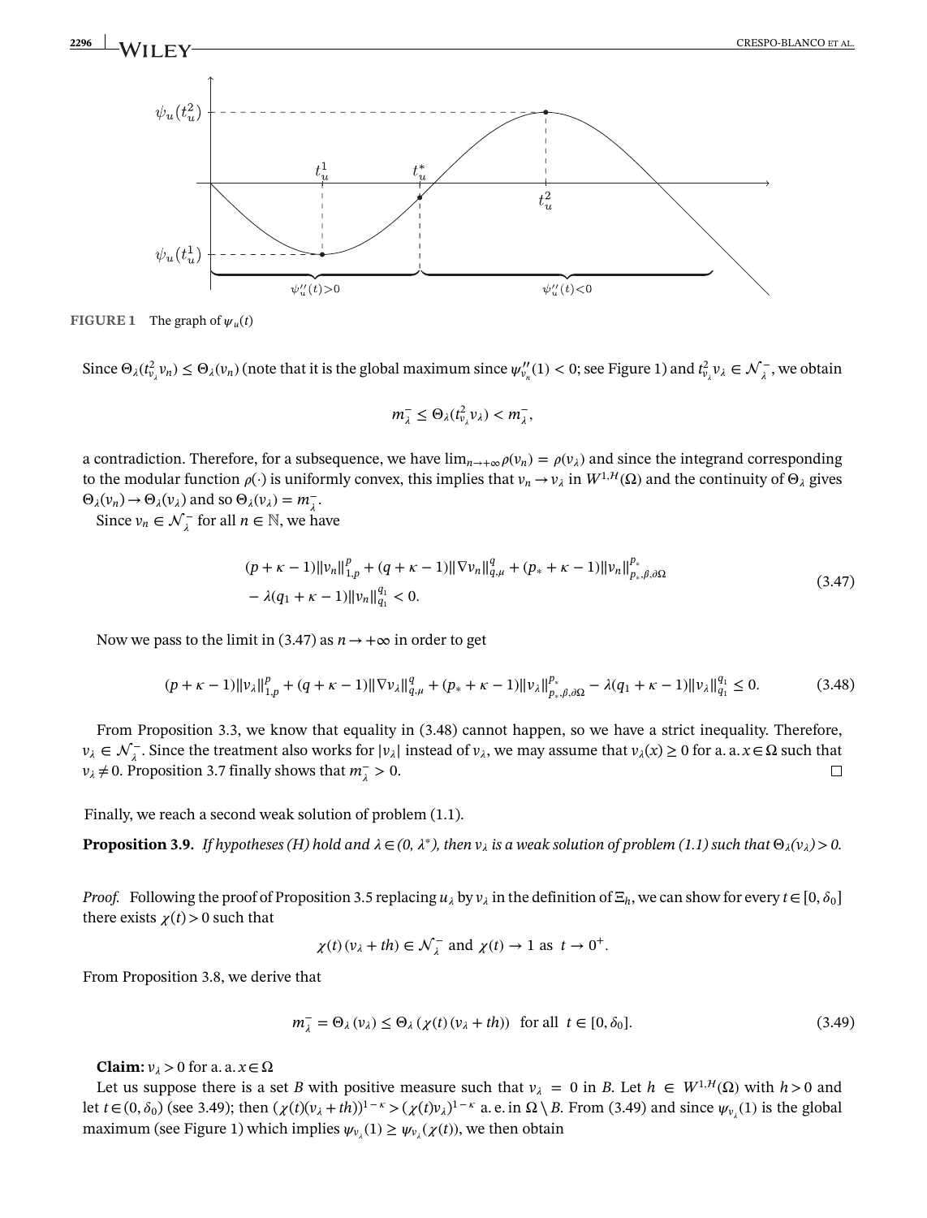**FIGURE 1** The graph of $\psi_u(t)$

Since $\Theta_\lambda(t^2_{v_\lambda} v_n) \le \Theta_\lambda(v_n)$ (note that it is the global maximum since $\psi''_{v_n}(1) < 0$; see Figure 1) and $t^2_{v_\lambda} v_\lambda \in \mathcal{N}^-_\lambda$, we obtain

$$m^-_\lambda \le \Theta_\lambda(t^2_{v_\lambda} v_\lambda) < m^-_\lambda,$$

a contradiction. Therefore, for a subsequence, we have $\lim_{n\to+\infty} \rho(v_n) = \rho(v_\lambda)$ and since the integrand corresponding to the modular function $\rho(\cdot)$ is uniformly convex, this implies that $v_n \to v_\lambda$ in $W^{1,\mathcal{H}}(\Omega)$ and the continuity of $\Theta_\lambda$ gives $\Theta_\lambda(v_n) \to \Theta_\lambda(v_\lambda)$ and so $\Theta_\lambda(v_\lambda) = m^-_\lambda$.

Since $v_n \in \mathcal{N}^-_\lambda$ for all $n \in \mathbb{N}$, we have

$$\begin{aligned}
&(p+\kappa-1)\|v_n\|^p_{1,p} + (q+\kappa-1)\|\nabla v_n\|^q_{q,\mu} + (p_*+\kappa-1)\|v_n\|^{p_*}_{p_*,\beta,\partial\Omega} \\
&- \lambda(q_1+\kappa-1)\|v_n\|^{q_1}_{q_1} < 0.
\end{aligned} \tag{3.47}$$

Now we pass to the limit in (3.47) as $n \to +\infty$ in order to get

$$(p+\kappa-1)\|v_\lambda\|^p_{1,p} + (q+\kappa-1)\|\nabla v_\lambda\|^q_{q,\mu} + (p_*+\kappa-1)\|v_\lambda\|^{p_*}_{p_*,\beta,\partial\Omega} - \lambda(q_1+\kappa-1)\|v_\lambda\|^{q_1}_{q_1} \le 0. \tag{3.48}$$

From Proposition 3.3, we know that equality in (3.48) cannot happen, so we have a strict inequality. Therefore, $v_\lambda \in \mathcal{N}^-_\lambda$. Since the treatment also works for $|v_\lambda|$ instead of $v_\lambda$, we may assume that $v_\lambda(x) \ge 0$ for a. a. $x \in \Omega$ such that $v_\lambda \ne 0$. Proposition 3.7 finally shows that $m^-_\lambda > 0$. □

Finally, we reach a second weak solution of problem (1.1).

**Proposition 3.9.** *If hypotheses (H) hold and $\lambda \in (0, \lambda^*)$, then $v_\lambda$ is a weak solution of problem (1.1) such that $\Theta_\lambda(v_\lambda) > 0$.*

*Proof.* Following the proof of Proposition 3.5 replacing $u_\lambda$ by $v_\lambda$ in the definition of $\Xi_h$, we can show for every $t \in [0, \delta_0]$ there exists $\chi(t) > 0$ such that

$$\chi(t)(v_\lambda + th) \in \mathcal{N}^-_\lambda \text{ and } \chi(t) \to 1 \text{ as } t \to 0^+.$$

From Proposition 3.8, we derive that

$$m^-_\lambda = \Theta_\lambda(v_\lambda) \le \Theta_\lambda(\chi(t)(v_\lambda + th)) \quad \text{for all } t \in [0, \delta_0]. \tag{3.49}$$

**Claim:** $v_\lambda > 0$ for a. a. $x \in \Omega$

Let us suppose there is a set $B$ with positive measure such that $v_\lambda = 0$ in $B$. Let $h \in W^{1,\mathcal{H}}(\Omega)$ with $h > 0$ and let $t \in (0, \delta_0)$ (see 3.49); then $(\chi(t)(v_\lambda + th))^{1-\kappa} > (\chi(t)v_\lambda)^{1-\kappa}$ a. e. in $\Omega \setminus B$. From (3.49) and since $\psi_{v_\lambda}(1)$ is the global maximum (see Figure 1) which implies $\psi_{v_\lambda}(1) \ge \psi_{v_\lambda}(\chi(t))$, we then obtain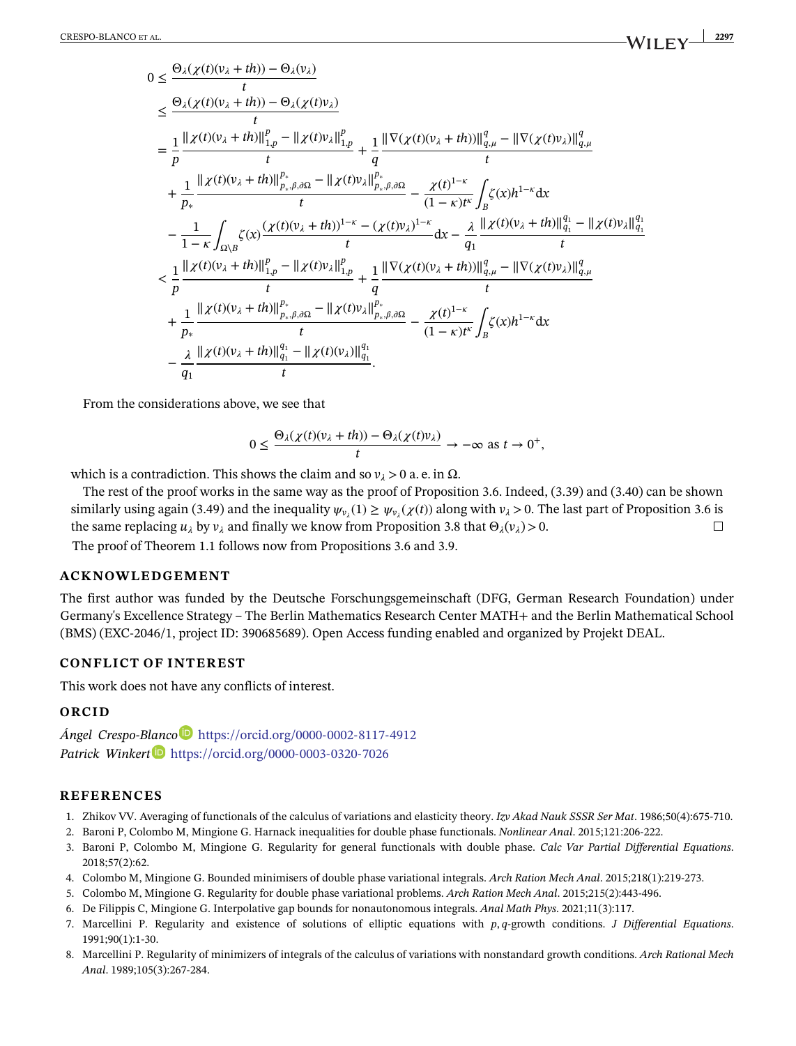$$
\begin{aligned}
0 &\leq \frac{\Theta_\lambda(\chi(t)(v_\lambda + th)) - \Theta_\lambda(v_\lambda)}{t} \\
&\leq \frac{\Theta_\lambda(\chi(t)(v_\lambda + th)) - \Theta_\lambda(\chi(t)v_\lambda)}{t} \\
&= \frac{1}{p}\frac{\|\chi(t)(v_\lambda + th)\|_{1,p}^p - \|\chi(t)v_\lambda\|_{1,p}^p}{t} + \frac{1}{q}\frac{\|\nabla(\chi(t)(v_\lambda + th))\|_{q,\mu}^q - \|\nabla(\chi(t)v_\lambda)\|_{q,\mu}^q}{t} \\
&\quad + \frac{1}{p_*}\frac{\|\chi(t)(v_\lambda + th)\|_{p_*,\beta,\partial\Omega}^{p_*} - \|\chi(t)v_\lambda\|_{p_*,\beta,\partial\Omega}^{p_*}}{t} - \frac{\chi(t)^{1-\kappa}}{(1-\kappa)t^\kappa}\int_B \zeta(x) h^{1-\kappa}\,\mathrm{d}x \\
&\quad - \frac{1}{1-\kappa}\int_{\Omega\setminus B}\zeta(x)\frac{(\chi(t)(v_\lambda + th))^{1-\kappa} - (\chi(t)v_\lambda)^{1-\kappa}}{t}\mathrm{d}x - \frac{\lambda}{q_1}\frac{\|\chi(t)(v_\lambda + th)\|_{q_1}^{q_1} - \|\chi(t)v_\lambda\|_{q_1}^{q_1}}{t} \\
&< \frac{1}{p}\frac{\|\chi(t)(v_\lambda + th)\|_{1,p}^p - \|\chi(t)v_\lambda\|_{1,p}^p}{t} + \frac{1}{q}\frac{\|\nabla(\chi(t)(v_\lambda + th))\|_{q,\mu}^q - \|\nabla(\chi(t)v_\lambda)\|_{q,\mu}^q}{t} \\
&\quad + \frac{1}{p_*}\frac{\|\chi(t)(v_\lambda + th)\|_{p_*,\beta,\partial\Omega}^{p_*} - \|\chi(t)v_\lambda\|_{p_*,\beta,\partial\Omega}^{p_*}}{t} - \frac{\chi(t)^{1-\kappa}}{(1-\kappa)t^\kappa}\int_B \zeta(x) h^{1-\kappa}\,\mathrm{d}x \\
&\quad - \frac{\lambda}{q_1}\frac{\|\chi(t)(v_\lambda + th)\|_{q_1}^{q_1} - \|\chi(t)(v_\lambda)\|_{q_1}^{q_1}}{t}.
\end{aligned}
$$

From the considerations above, we see that

$$
0 \leq \frac{\Theta_\lambda(\chi(t)(v_\lambda + th)) - \Theta_\lambda(\chi(t)v_\lambda)}{t} \to -\infty \text{ as } t \to 0^+,
$$

which is a contradiction. This shows the claim and so $v_\lambda > 0$ a. e. in $\Omega$.

The rest of the proof works in the same way as the proof of Proposition 3.6. Indeed, (3.39) and (3.40) can be shown similarly using again (3.49) and the inequality $\psi_{v_\lambda}(1) \geq \psi_{v_\lambda}(\chi(t))$ along with $v_\lambda > 0$. The last part of Proposition 3.6 is the same replacing $u_\lambda$ by $v_\lambda$ and finally we know from Proposition 3.8 that $\Theta_\lambda(v_\lambda) > 0$. ◻

The proof of Theorem 1.1 follows now from Propositions 3.6 and 3.9.

## ACKNOWLEDGEMENT

The first author was funded by the Deutsche Forschungsgemeinschaft (DFG, German Research Foundation) under Germany's Excellence Strategy – The Berlin Mathematics Research Center MATH+ and the Berlin Mathematical School (BMS) (EXC-2046/1, project ID: 390685689). Open Access funding enabled and organized by Projekt DEAL.

## CONFLICT OF INTEREST

This work does not have any conflicts of interest.

## ORCID

*Ángel Crespo-Blanco* https://orcid.org/0000-0002-8117-4912
*Patrick Winkert* https://orcid.org/0000-0003-0320-7026

## REFERENCES

1. Zhikov VV. Averaging of functionals of the calculus of variations and elasticity theory. *Izv Akad Nauk SSSR Ser Mat*. 1986;50(4):675-710.
2. Baroni P, Colombo M, Mingione G. Harnack inequalities for double phase functionals. *Nonlinear Anal*. 2015;121:206-222.
3. Baroni P, Colombo M, Mingione G. Regularity for general functionals with double phase. *Calc Var Partial Differential Equations*. 2018;57(2):62.
4. Colombo M, Mingione G. Bounded minimisers of double phase variational integrals. *Arch Ration Mech Anal*. 2015;218(1):219-273.
5. Colombo M, Mingione G. Regularity for double phase variational problems. *Arch Ration Mech Anal*. 2015;215(2):443-496.
6. De Filippis C, Mingione G. Interpolative gap bounds for nonautonomous integrals. *Anal Math Phys*. 2021;11(3):117.
7. Marcellini P. Regularity and existence of solutions of elliptic equations with $p,q$-growth conditions. *J Differential Equations*. 1991;90(1):1-30.
8. Marcellini P. Regularity of minimizers of integrals of the calculus of variations with nonstandard growth conditions. *Arch Rational Mech Anal*. 1989;105(3):267-284.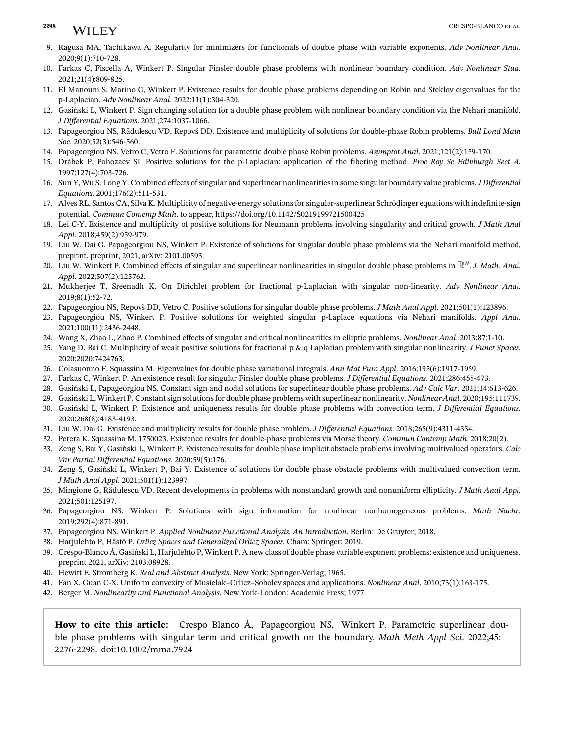9. Ragusa MA, Tachikawa A. Regularity for minimizers for functionals of double phase with variable exponents. *Adv Nonlinear Anal*. 2020;9(1):710-728.
10. Farkas C, Fiscella A, Winkert P. Singular Finsler double phase problems with nonlinear boundary condition. *Adv Nonlinear Stud*. 2021;21(4):809-825.
11. El Manouni S, Marino G, Winkert P. Existence results for double phase problems depending on Robin and Steklov eigenvalues for the p-Laplacian. *Adv Nonlinear Anal*. 2022;11(1):304-320.
12. Gasiński L, Winkert P. Sign changing solution for a double phase problem with nonlinear boundary condition via the Nehari manifold. *J Differential Equations*. 2021;274:1037-1066.
13. Papageorgiou NS, Rădulescu VD, Repovš DD. Existence and multiplicity of solutions for double-phase Robin problems. *Bull Lond Math Soc*. 2020;52(3):546-560.
14. Papageorgiou NS, Vetro C, Vetro F. Solutions for parametric double phase Robin problems. *Asymptot Anal*. 2021;121(2):159-170.
15. Drábek P, Pohozaev SI. Positive solutions for the p-Laplacian: application of the fibering method. *Proc Roy Sc Edinburgh Sect A*. 1997;127(4):703-726.
16. Sun Y, Wu S, Long Y. Combined effects of singular and superlinear nonlinearities in some singular boundary value problems. *J Differential Equations*. 2001;176(2):511-531.
17. Alves RL, Santos CA, Silva K. Multiplicity of negative-energy solutions for singular-superlinear Schrödinger equations with indefinite-sign potential. *Commun Contemp Math*. to appear, https://doi.org/10.1142/S0219199721500425
18. Lei C-Y. Existence and multiplicity of positive solutions for Neumann problems involving singularity and critical growth. *J Math Anal Appl*. 2018;459(2):959-979.
19. Liu W, Dai G, Papageorgiou NS, Winkert P. Existence of solutions for singular double phase problems via the Nehari manifold method, preprint. preprint, 2021, arXiv: 2101.00593.
20. Liu W, Winkert P. Combined effects of singular and superlinear nonlinearities in singular double phase problems in $\mathbb{R}^N$. *J. Math. Anal. Appl*. 2022;507(2):125762.
21. Mukherjee T, Sreenadh K. On Dirichlet problem for fractional p-Laplacian with singular non-linearity. *Adv Nonlinear Anal*. 2019;8(1):52-72.
22. Papageorgiou NS, Repovš DD, Vetro C. Positive solutions for singular double phase problems. *J Math Anal Appl*. 2021;501(1):123896.
23. Papageorgiou NS, Winkert P. Positive solutions for weighted singular p-Laplace equations via Nehari manifolds. *Appl Anal*. 2021;100(11):2436-2448.
24. Wang X, Zhao L, Zhao P. Combined effects of singular and critical nonlinearities in elliptic problems. *Nonlinear Anal*. 2013;87:1-10.
25. Yang D, Bai C. Multiplicity of weak positive solutions for fractional p & q Laplacian problem with singular nonlinearity. *J Funct Spaces*. 2020;2020:7424763.
26. Colasuonno F, Squassina M. Eigenvalues for double phase variational integrals. *Ann Mat Pura Appl*. 2016;195(6):1917-1959.
27. Farkas C, Winkert P. An existence result for singular Finsler double phase problems. *J Differential Equations*. 2021;286:455-473.
28. Gasiński L, Papageorgiou NS. Constant sign and nodal solutions for superlinear double phase problems. *Adv Calc Var*. 2021;14:613-626.
29. Gasiński L, Winkert P. Constant sign solutions for double phase problems with superlinear nonlinearity. *Nonlinear Anal*. 2020;195:111739.
30. Gasiński L, Winkert P. Existence and uniqueness results for double phase problems with convection term. *J Differential Equations*. 2020;268(8):4183-4193.
31. Liu W, Dai G. Existence and multiplicity results for double phase problem. *J Differential Equations*. 2018;265(9):4311-4334.
32. Perera K, Squassina M, 1750023. Existence results for double-phase problems via Morse theory. *Commun Contemp Math*. 2018;20(2).
33. Zeng S, Bai Y, Gasiński L, Winkert P. Existence results for double phase implicit obstacle problems involving multivalued operators. *Calc Var Partial Differential Equations*. 2020;59(5):176.
34. Zeng S, Gasiński L, Winkert P, Bai Y. Existence of solutions for double phase obstacle problems with multivalued convection term. *J Math Anal Appl*. 2021;501(1):123997.
35. Mingione G, Rădulescu VD. Recent developments in problems with nonstandard growth and nonuniform ellipticity. *J Math Anal Appl*. 2021;501:125197.
36. Papageorgiou NS, Winkert P. Solutions with sign information for nonlinear nonhomogeneous problems. *Math Nachr*. 2019;292(4):871-891.
37. Papageorgiou NS, Winkert P. *Applied Nonlinear Functional Analysis. An Introduction*. Berlin: De Gruyter; 2018.
38. Harjulehto P, Hästö P. *Orlicz Spaces and Generalized Orlicz Spaces*. Cham: Springer; 2019.
39. Crespo-Blanco Á, Gasiński L, Harjulehto P, Winkert P. A new class of double phase variable exponent problems: existence and uniqueness. preprint 2021, arXiv: 2103.08928.
40. Hewitt E, Stromberg K. *Real and Abstract Analysis*. New York: Springer-Verlag; 1965.
41. Fan X, Guan C-X. Uniform convexity of Musielak–Orlicz–Sobolev spaces and applications. *Nonlinear Anal*. 2010;73(1):163-175.
42. Berger M. *Nonlinearity and Functional Analysis*. New York-London: Academic Press; 1977.

**How to cite this article:** Crespo Blanco Á, Papageorgiou NS, Winkert P. Parametric superlinear double phase problems with singular term and critical growth on the boundary. *Math Meth Appl Sci*. 2022;45: 2276-2298. doi:10.1002/mma.7924